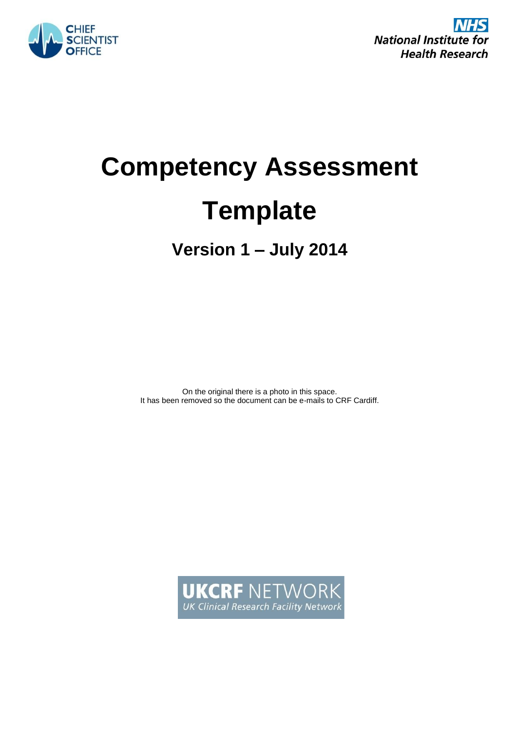CHIEF SCIENTIST OFFICE

NHS National Institute for Health Research

# Competency Assessment Template

## Version 1 – July 2014

On the original there is a photo in this space.
It has been removed so the document can be e-mails to CRF Cardiff.

UKCRF NETWORK
UK Clinical Research Facility Network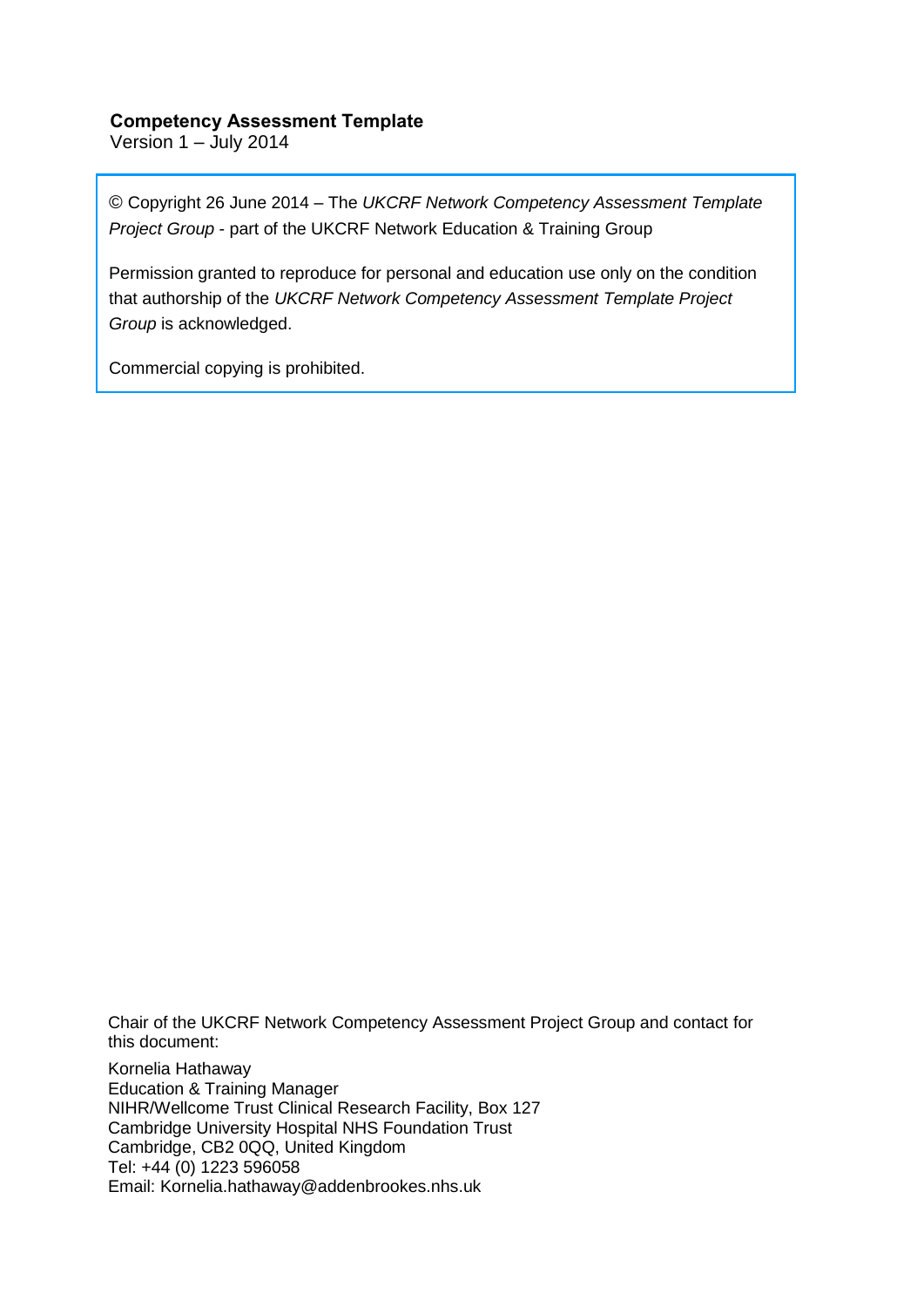**Competency Assessment Template**
Version 1 – July 2014

© Copyright 26 June 2014 – The *UKCRF Network Competency Assessment Template Project Group* - part of the UKCRF Network Education & Training Group

Permission granted to reproduce for personal and education use only on the condition that authorship of the *UKCRF Network Competency Assessment Template Project Group* is acknowledged.

Commercial copying is prohibited.

Chair of the UKCRF Network Competency Assessment Project Group and contact for this document:

Kornelia Hathaway
Education & Training Manager
NIHR/Wellcome Trust Clinical Research Facility, Box 127
Cambridge University Hospital NHS Foundation Trust
Cambridge, CB2 0QQ, United Kingdom
Tel: +44 (0) 1223 596058
Email: Kornelia.hathaway@addenbrookes.nhs.uk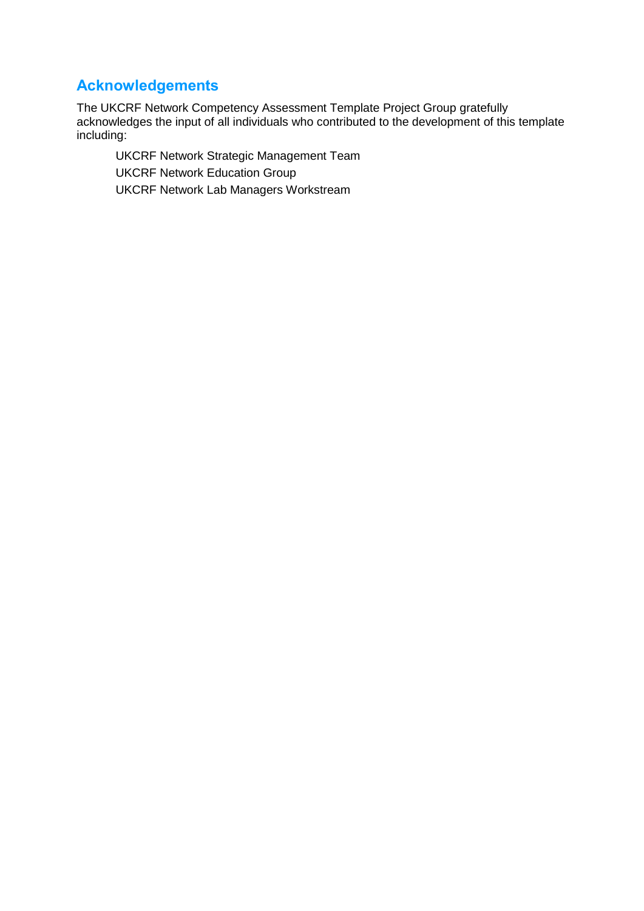## Acknowledgements

The UKCRF Network Competency Assessment Template Project Group gratefully acknowledges the input of all individuals who contributed to the development of this template including:

UKCRF Network Strategic Management Team

UKCRF Network Education Group

UKCRF Network Lab Managers Workstream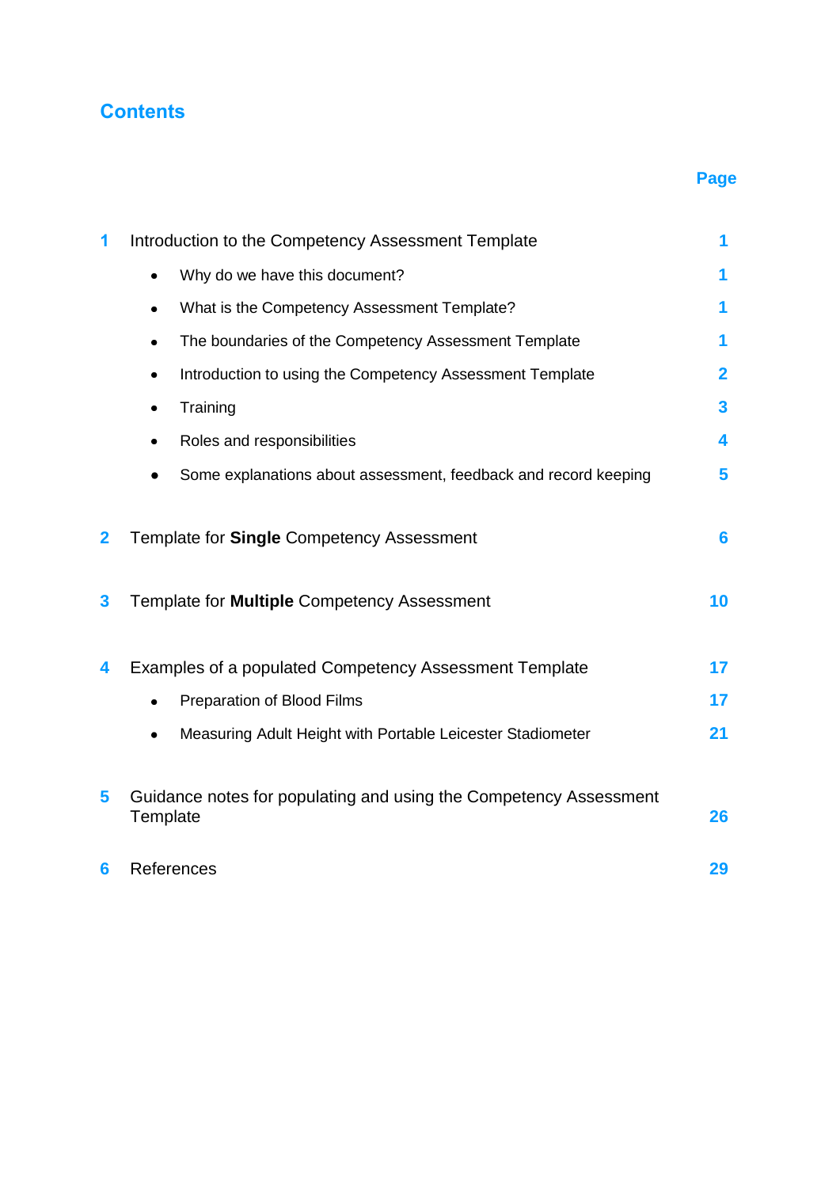# Contents

| | | Page |
|---|---|---|
| 1 | Introduction to the Competency Assessment Template | 1 |
| | • Why do we have this document? | 1 |
| | • What is the Competency Assessment Template? | 1 |
| | • The boundaries of the Competency Assessment Template | 1 |
| | • Introduction to using the Competency Assessment Template | 2 |
| | • Training | 3 |
| | • Roles and responsibilities | 4 |
| | • Some explanations about assessment, feedback and record keeping | 5 |
| 2 | Template for **Single** Competency Assessment | 6 |
| 3 | Template for **Multiple** Competency Assessment | 10 |
| 4 | Examples of a populated Competency Assessment Template | 17 |
| | • Preparation of Blood Films | 17 |
| | • Measuring Adult Height with Portable Leicester Stadiometer | 21 |
| 5 | Guidance notes for populating and using the Competency Assessment Template | 26 |
| 6 | References | 29 |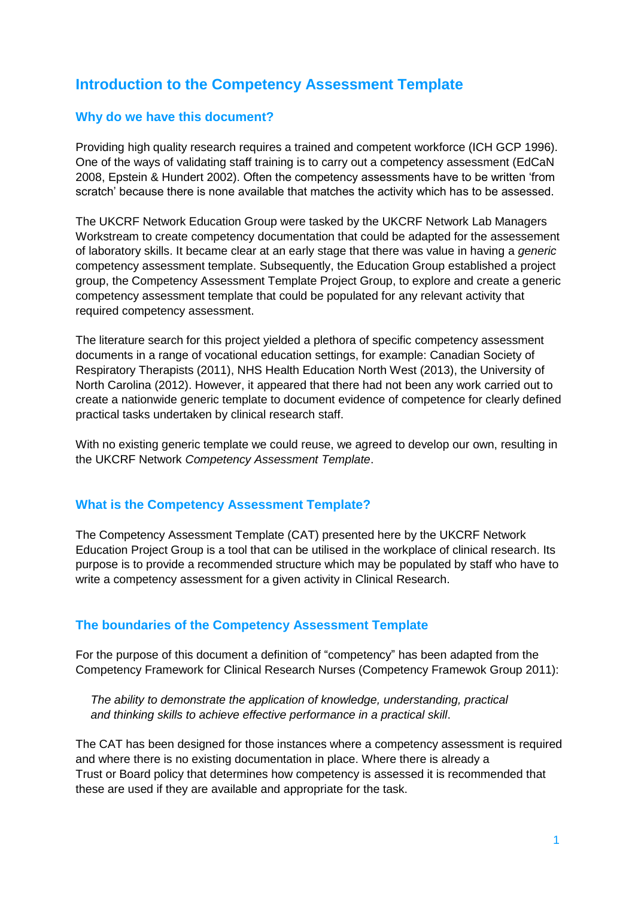# Introduction to the Competency Assessment Template

## Why do we have this document?

Providing high quality research requires a trained and competent workforce (ICH GCP 1996). One of the ways of validating staff training is to carry out a competency assessment (EdCaN 2008, Epstein & Hundert 2002). Often the competency assessments have to be written 'from scratch' because there is none available that matches the activity which has to be assessed.

The UKCRF Network Education Group were tasked by the UKCRF Network Lab Managers Workstream to create competency documentation that could be adapted for the assessment of laboratory skills. It became clear at an early stage that there was value in having a *generic* competency assessment template. Subsequently, the Education Group established a project group, the Competency Assessment Template Project Group, to explore and create a generic competency assessment template that could be populated for any relevant activity that required competency assessment.

The literature search for this project yielded a plethora of specific competency assessment documents in a range of vocational education settings, for example: Canadian Society of Respiratory Therapists (2011), NHS Health Education North West (2013), the University of North Carolina (2012). However, it appeared that there had not been any work carried out to create a nationwide generic template to document evidence of competence for clearly defined practical tasks undertaken by clinical research staff.

With no existing generic template we could reuse, we agreed to develop our own, resulting in the UKCRF Network *Competency Assessment Template*.

## What is the Competency Assessment Template?

The Competency Assessment Template (CAT) presented here by the UKCRF Network Education Project Group is a tool that can be utilised in the workplace of clinical research. Its purpose is to provide a recommended structure which may be populated by staff who have to write a competency assessment for a given activity in Clinical Research.

## The boundaries of the Competency Assessment Template

For the purpose of this document a definition of "competency" has been adapted from the Competency Framework for Clinical Research Nurses (Competency Framewok Group 2011):

> *The ability to demonstrate the application of knowledge, understanding, practical and thinking skills to achieve effective performance in a practical skill.*

The CAT has been designed for those instances where a competency assessment is required and where there is no existing documentation in place. Where there is already a Trust or Board policy that determines how competency is assessed it is recommended that these are used if they are available and appropriate for the task.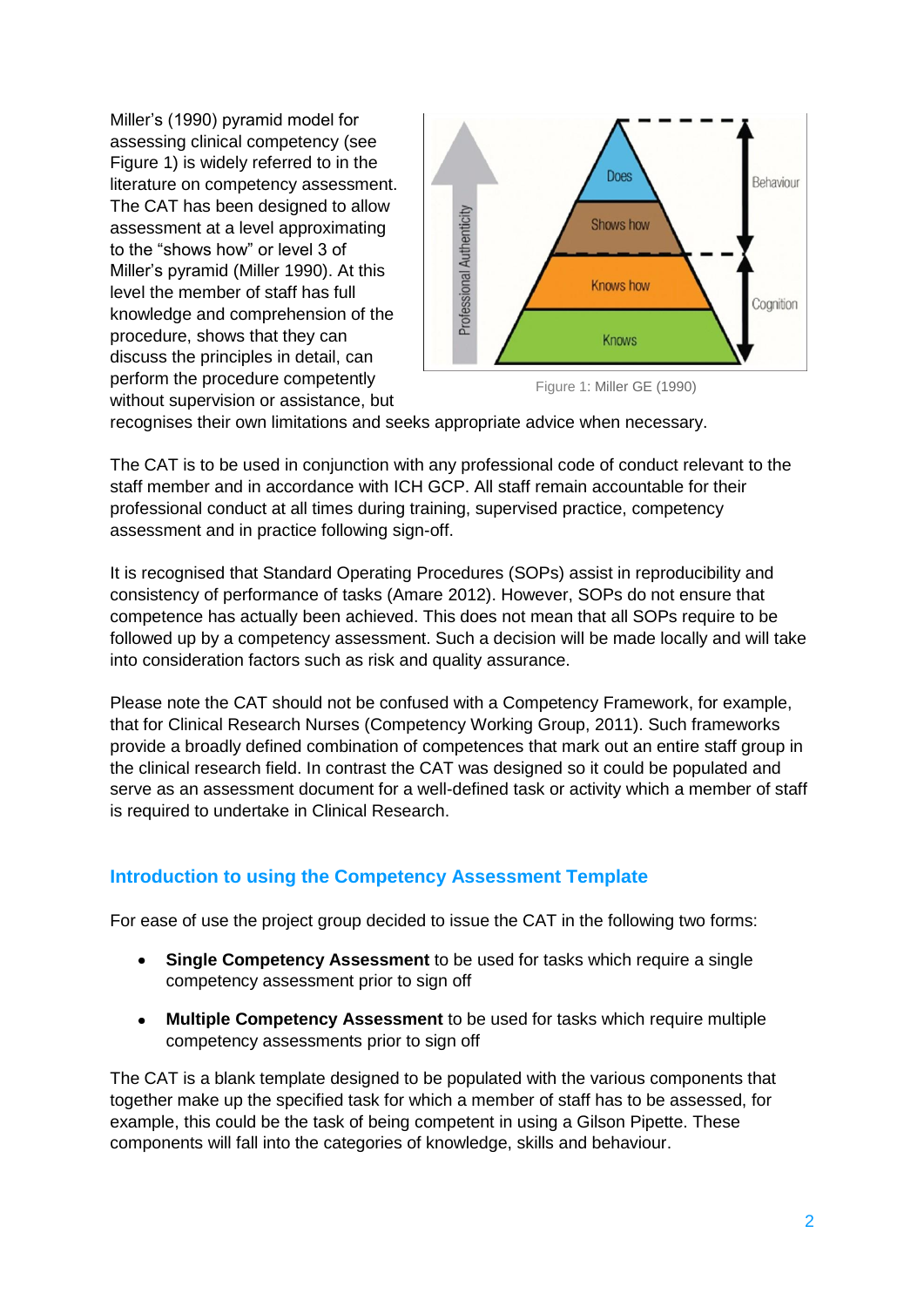Miller's (1990) pyramid model for assessing clinical competency (see Figure 1) is widely referred to in the literature on competency assessment. The CAT has been designed to allow assessment at a level approximating to the "shows how" or level 3 of Miller's pyramid (Miller 1990). At this level the member of staff has full knowledge and comprehension of the procedure, shows that they can discuss the principles in detail, can perform the procedure competently without supervision or assistance, but recognises their own limitations and seeks appropriate advice when necessary.

Figure 1: Miller GE (1990)

The CAT is to be used in conjunction with any professional code of conduct relevant to the staff member and in accordance with ICH GCP. All staff remain accountable for their professional conduct at all times during training, supervised practice, competency assessment and in practice following sign-off.

It is recognised that Standard Operating Procedures (SOPs) assist in reproducibility and consistency of performance of tasks (Amare 2012). However, SOPs do not ensure that competence has actually been achieved. This does not mean that all SOPs require to be followed up by a competency assessment. Such a decision will be made locally and will take into consideration factors such as risk and quality assurance.

Please note the CAT should not be confused with a Competency Framework, for example, that for Clinical Research Nurses (Competency Working Group, 2011). Such frameworks provide a broadly defined combination of competences that mark out an entire staff group in the clinical research field. In contrast the CAT was designed so it could be populated and serve as an assessment document for a well-defined task or activity which a member of staff is required to undertake in Clinical Research.

## Introduction to using the Competency Assessment Template

For ease of use the project group decided to issue the CAT in the following two forms:

- **Single Competency Assessment** to be used for tasks which require a single competency assessment prior to sign off
- **Multiple Competency Assessment** to be used for tasks which require multiple competency assessments prior to sign off

The CAT is a blank template designed to be populated with the various components that together make up the specified task for which a member of staff has to be assessed, for example, this could be the task of being competent in using a Gilson Pipette. These components will fall into the categories of knowledge, skills and behaviour.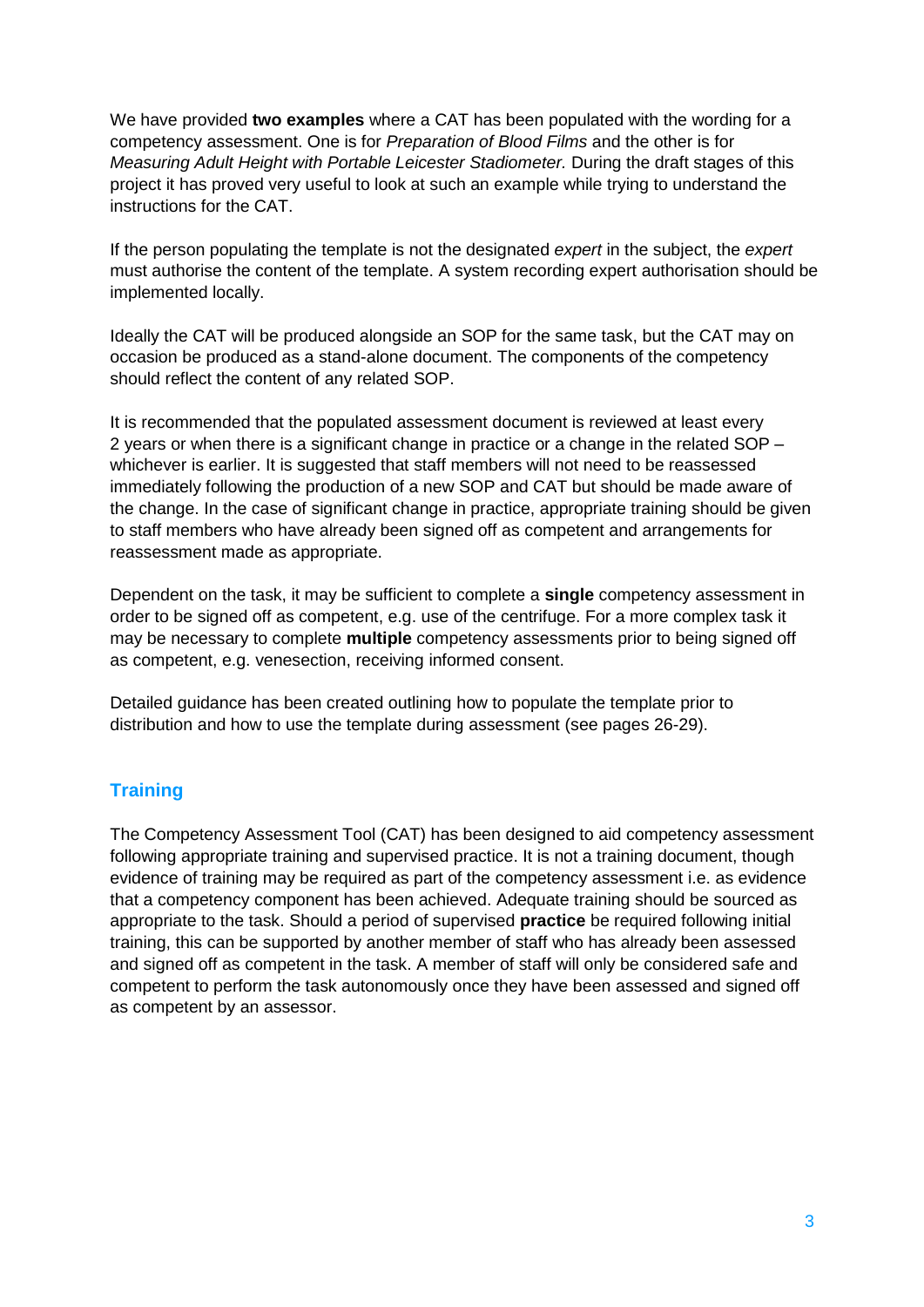We have provided **two examples** where a CAT has been populated with the wording for a competency assessment. One is for *Preparation of Blood Films* and the other is for *Measuring Adult Height with Portable Leicester Stadiometer.* During the draft stages of this project it has proved very useful to look at such an example while trying to understand the instructions for the CAT.

If the person populating the template is not the designated *expert* in the subject, the *expert* must authorise the content of the template. A system recording expert authorisation should be implemented locally.

Ideally the CAT will be produced alongside an SOP for the same task, but the CAT may on occasion be produced as a stand-alone document. The components of the competency should reflect the content of any related SOP.

It is recommended that the populated assessment document is reviewed at least every 2 years or when there is a significant change in practice or a change in the related SOP – whichever is earlier. It is suggested that staff members will not need to be reassessed immediately following the production of a new SOP and CAT but should be made aware of the change. In the case of significant change in practice, appropriate training should be given to staff members who have already been signed off as competent and arrangements for reassessment made as appropriate.

Dependent on the task, it may be sufficient to complete a **single** competency assessment in order to be signed off as competent, e.g. use of the centrifuge. For a more complex task it may be necessary to complete **multiple** competency assessments prior to being signed off as competent, e.g. venesection, receiving informed consent.

Detailed guidance has been created outlining how to populate the template prior to distribution and how to use the template during assessment (see pages 26-29).

## Training

The Competency Assessment Tool (CAT) has been designed to aid competency assessment following appropriate training and supervised practice. It is not a training document, though evidence of training may be required as part of the competency assessment i.e. as evidence that a competency component has been achieved. Adequate training should be sourced as appropriate to the task. Should a period of supervised **practice** be required following initial training, this can be supported by another member of staff who has already been assessed and signed off as competent in the task. A member of staff will only be considered safe and competent to perform the task autonomously once they have been assessed and signed off as competent by an assessor.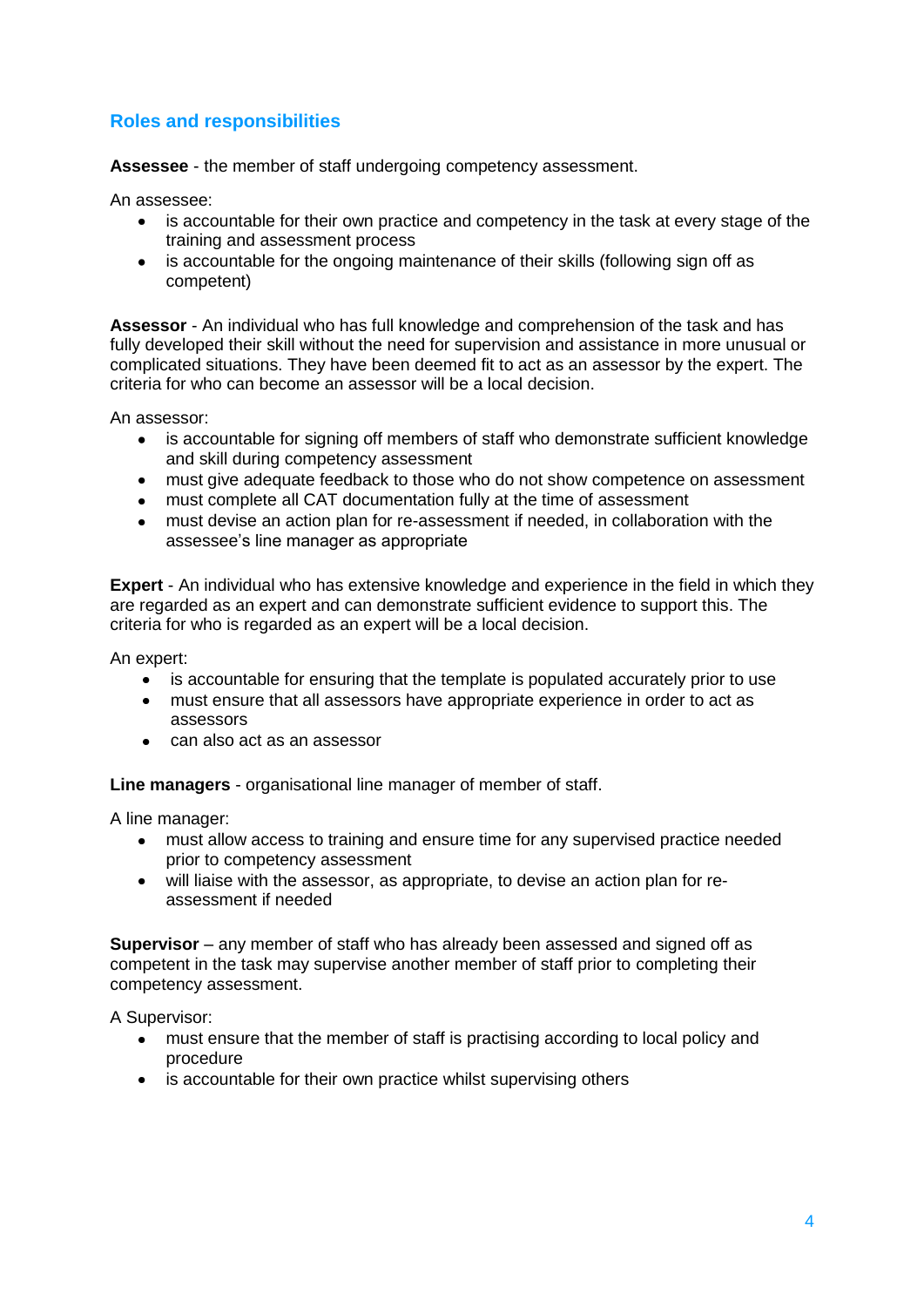## Roles and responsibilities

**Assessee** - the member of staff undergoing competency assessment.

An assessee:

- is accountable for their own practice and competency in the task at every stage of the training and assessment process
- is accountable for the ongoing maintenance of their skills (following sign off as competent)

**Assessor** - An individual who has full knowledge and comprehension of the task and has fully developed their skill without the need for supervision and assistance in more unusual or complicated situations. They have been deemed fit to act as an assessor by the expert. The criteria for who can become an assessor will be a local decision.

An assessor:

- is accountable for signing off members of staff who demonstrate sufficient knowledge and skill during competency assessment
- must give adequate feedback to those who do not show competence on assessment
- must complete all CAT documentation fully at the time of assessment
- must devise an action plan for re-assessment if needed, in collaboration with the assessee's line manager as appropriate

**Expert** - An individual who has extensive knowledge and experience in the field in which they are regarded as an expert and can demonstrate sufficient evidence to support this. The criteria for who is regarded as an expert will be a local decision.

An expert:

- is accountable for ensuring that the template is populated accurately prior to use
- must ensure that all assessors have appropriate experience in order to act as assessors
- can also act as an assessor

**Line managers** - organisational line manager of member of staff.

A line manager:

- must allow access to training and ensure time for any supervised practice needed prior to competency assessment
- will liaise with the assessor, as appropriate, to devise an action plan for re-assessment if needed

**Supervisor** – any member of staff who has already been assessed and signed off as competent in the task may supervise another member of staff prior to completing their competency assessment.

A Supervisor:

- must ensure that the member of staff is practising according to local policy and procedure
- is accountable for their own practice whilst supervising others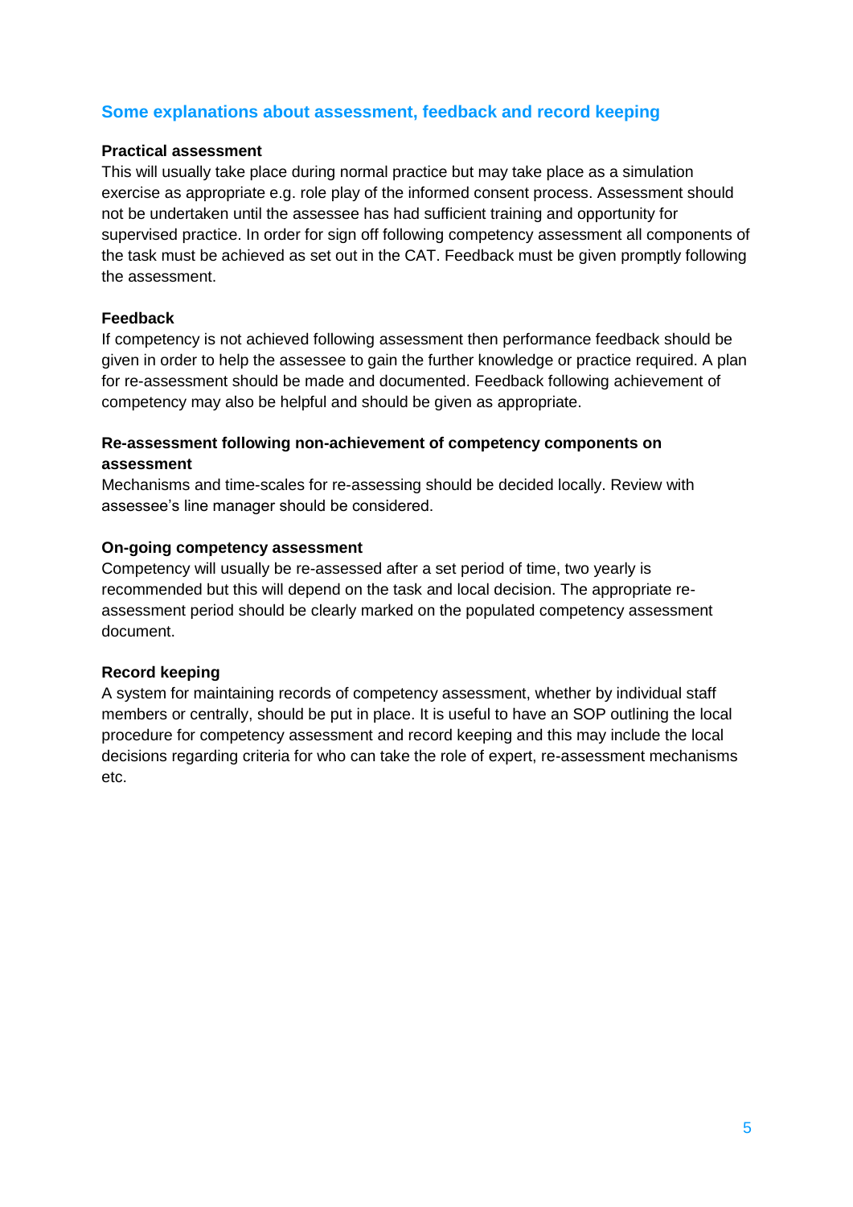## Some explanations about assessment, feedback and record keeping

**Practical assessment**

This will usually take place during normal practice but may take place as a simulation exercise as appropriate e.g. role play of the informed consent process. Assessment should not be undertaken until the assessee has had sufficient training and opportunity for supervised practice. In order for sign off following competency assessment all components of the task must be achieved as set out in the CAT. Feedback must be given promptly following the assessment.

**Feedback**

If competency is not achieved following assessment then performance feedback should be given in order to help the assessee to gain the further knowledge or practice required. A plan for re-assessment should be made and documented. Feedback following achievement of competency may also be helpful and should be given as appropriate.

**Re-assessment following non-achievement of competency components on assessment**

Mechanisms and time-scales for re-assessing should be decided locally. Review with assessee's line manager should be considered.

**On-going competency assessment**

Competency will usually be re-assessed after a set period of time, two yearly is recommended but this will depend on the task and local decision. The appropriate re-assessment period should be clearly marked on the populated competency assessment document.

**Record keeping**

A system for maintaining records of competency assessment, whether by individual staff members or centrally, should be put in place. It is useful to have an SOP outlining the local procedure for competency assessment and record keeping and this may include the local decisions regarding criteria for who can take the role of expert, re-assessment mechanisms etc.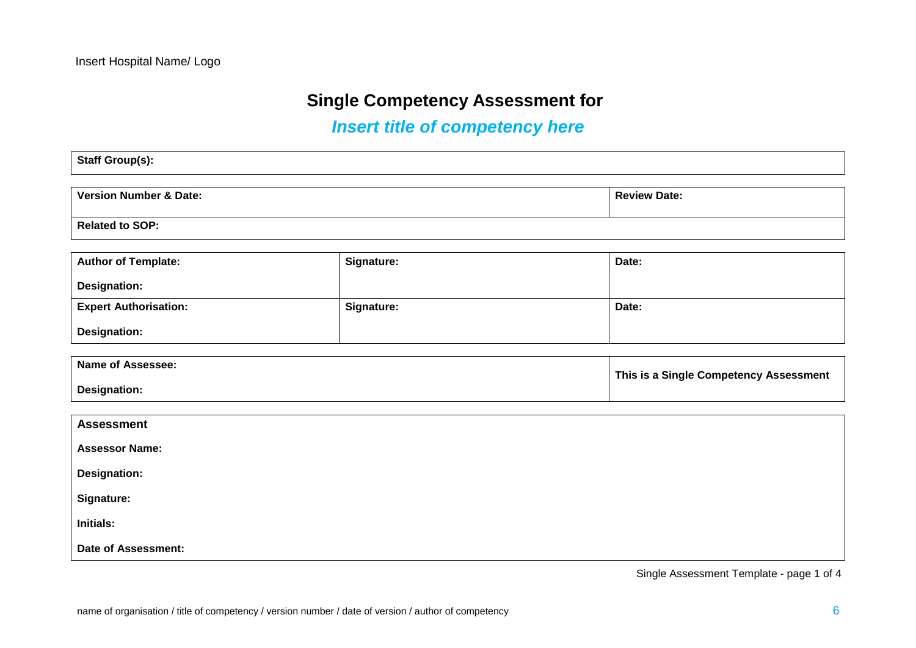Insert Hospital Name/ Logo

# Single Competency Assessment for

## *Insert title of competency here*

| **Staff Group(s):** |
|---|

| **Version Number & Date:** | **Review Date:** |
|---|---|
| **Related to SOP:** | |

| **Author of Template:**<br><br>**Designation:** | **Signature:** | **Date:** |
|---|---|---|
| **Expert Authorisation:**<br><br>**Designation:** | **Signature:** | **Date:** |

| **Name of Assessee:**<br><br>**Designation:** | **This is a Single Competency Assessment** |
|---|---|

| **Assessment** |
|---|
| **Assessor Name:** |
| **Designation:** |
| **Signature:** |
| **Initials:** |
| **Date of Assessment:** |

Single Assessment Template - page 1 of 4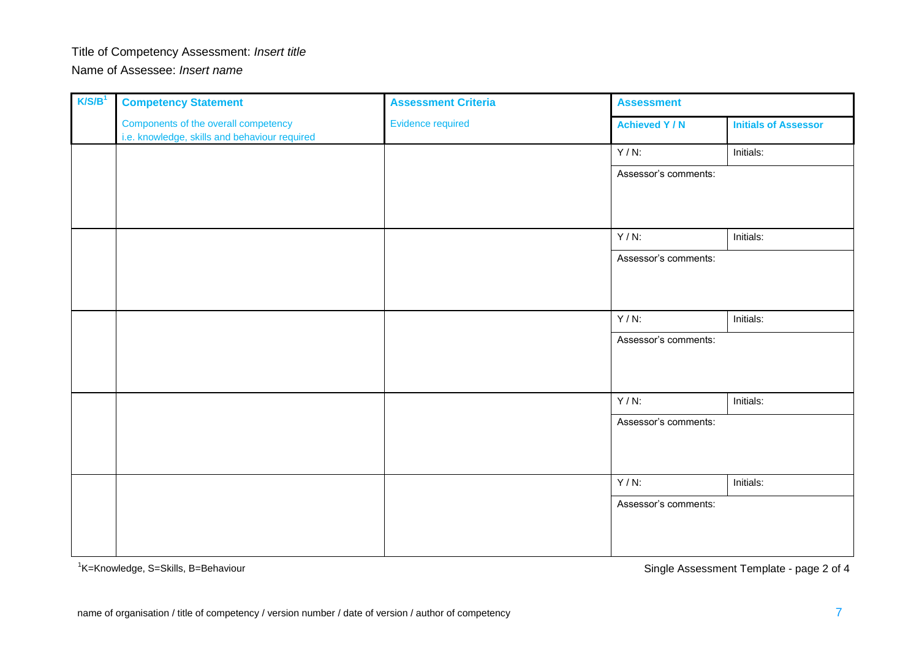Title of Competency Assessment: *Insert title*

Name of Assessee: *Insert name*

| K/S/B[1] | Competency Statement | Assessment Criteria | Assessment | |
|---|---|---|---|---|
| | Components of the overall competency i.e. knowledge, skills and behaviour required | Evidence required | **Achieved Y / N** | **Initials of Assessor** |
| | | | Y / N: | Initials: |
| | | | Assessor's comments: | |
| | | | Y / N: | Initials: |
| | | | Assessor's comments: | |
| | | | Y / N: | Initials: |
| | | | Assessor's comments: | |
| | | | Y / N: | Initials: |
| | | | Assessor's comments: | |
| | | | Y / N: | Initials: |
| | | | Assessor's comments: | |

[1]K=Knowledge, S=Skills, B=Behaviour

Single Assessment Template - page 2 of 4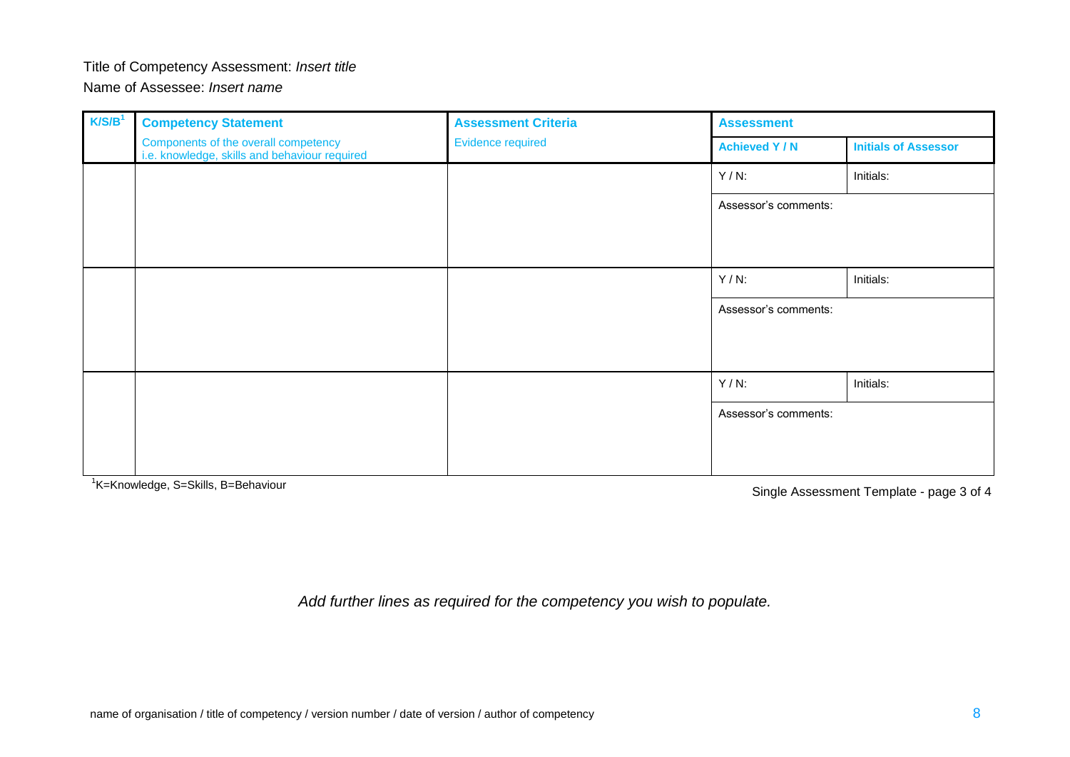Title of Competency Assessment: *Insert title*

Name of Assessee: *Insert name*

| K/S/B[1] | Competency Statement | Assessment Criteria | Assessment | |
|---|---|---|---|---|
| | Components of the overall competency i.e. knowledge, skills and behaviour required | Evidence required | Achieved Y / N | Initials of Assessor |
| | | | Y / N: | Initials: |
| | | | Assessor's comments: | |
| | | | Y / N: | Initials: |
| | | | Assessor's comments: | |
| | | | Y / N: | Initials: |
| | | | Assessor's comments: | |

[1]K=Knowledge, S=Skills, B=Behaviour

Single Assessment Template - page 3 of 4

*Add further lines as required for the competency you wish to populate.*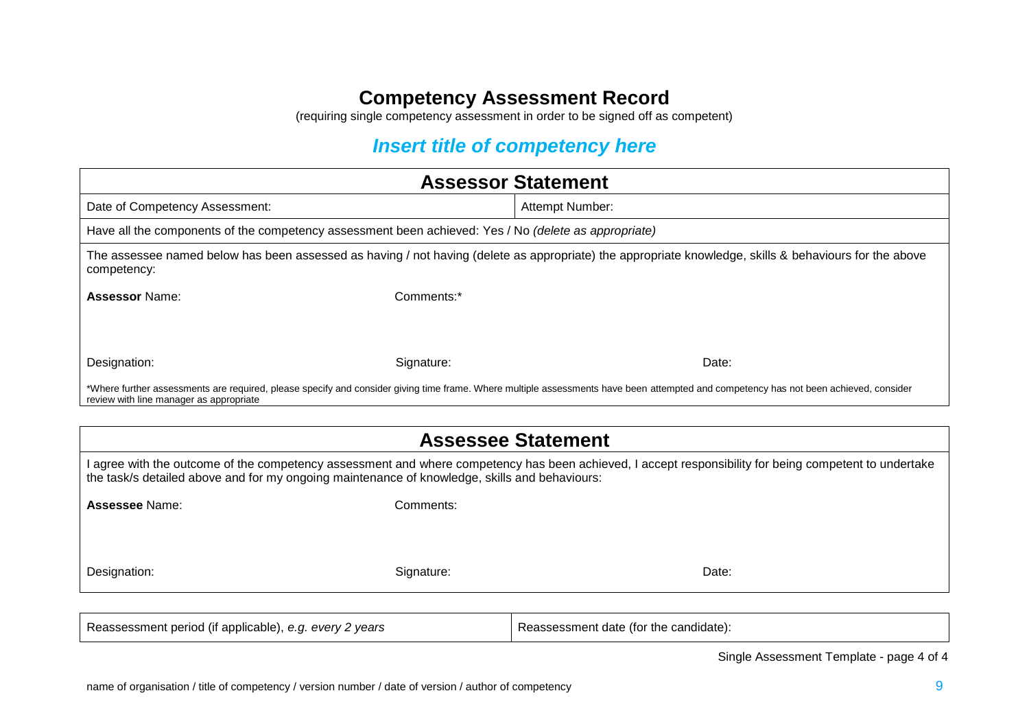# Competency Assessment Record

(requiring single competency assessment in order to be signed off as competent)

## *Insert title of competency here*

| Assessor Statement | |
|---|---|
| Date of Competency Assessment: | Attempt Number: |
| Have all the components of the competency assessment been achieved: Yes / No *(delete as appropriate)* | |
| The assessee named below has been assessed as having / not having (delete as appropriate) the appropriate knowledge, skills & behaviours for the above competency: | |
| **Assessor** Name: Comments:* | |
| Designation: Signature: Date: | |
| *Where further assessments are required, please specify and consider giving time frame. Where multiple assessments have been attempted and competency has not been achieved, consider review with line manager as appropriate | |

| Assessee Statement |
|---|
| I agree with the outcome of the competency assessment and where competency has been achieved, I accept responsibility for being competent to undertake the task/s detailed above and for my ongoing maintenance of knowledge, skills and behaviours: |
| **Assessee** Name: Comments: |
| Designation: Signature: Date: |

| Reassessment period (if applicable), *e.g. every 2 years* | Reassessment date (for the candidate): |
|---|---|

Single Assessment Template - page 4 of 4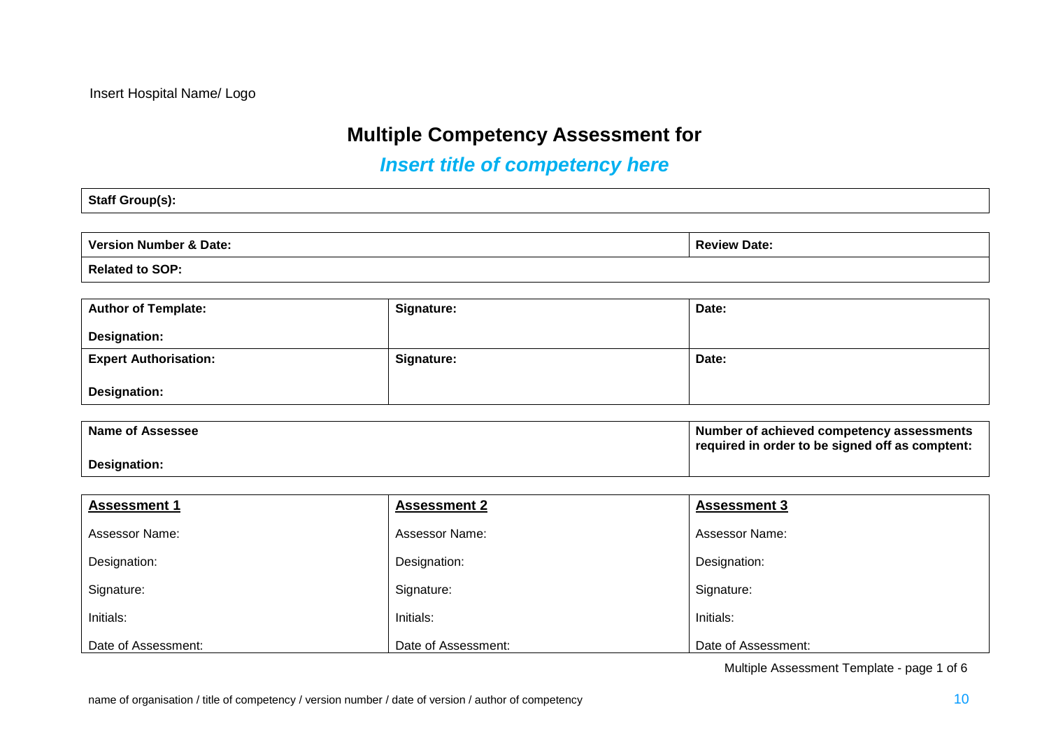Insert Hospital Name/ Logo

# Multiple Competency Assessment for

## *Insert title of competency here*

| **Staff Group(s):** |
|---|

| **Version Number & Date:** | **Review Date:** |
|---|---|
| **Related to SOP:** | |

| **Author of Template:**<br><br>**Designation:** | **Signature:** | **Date:** |
|---|---|---|
| **Expert Authorisation:**<br><br>**Designation:** | **Signature:** | **Date:** |

| **Name of Assessee**<br><br>**Designation:** | **Number of achieved competency assessments required in order to be signed off as comptent:** |
|---|---|

| **<u>Assessment 1</u>** | **<u>Assessment 2</u>** | **<u>Assessment 3</u>** |
|---|---|---|
| Assessor Name: | Assessor Name: | Assessor Name: |
| Designation: | Designation: | Designation: |
| Signature: | Signature: | Signature: |
| Initials: | Initials: | Initials: |
| Date of Assessment: | Date of Assessment: | Date of Assessment: |

Multiple Assessment Template - page 1 of 6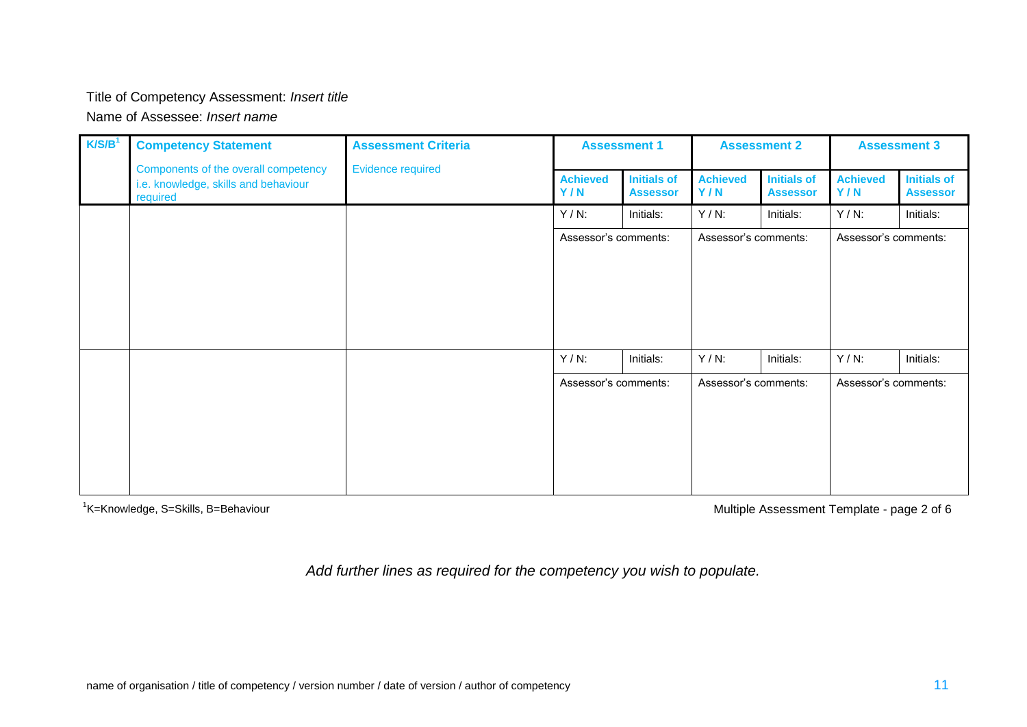Title of Competency Assessment: *Insert title*

Name of Assessee: *Insert name*

| K/S/B[1] | Competency Statement | Assessment Criteria | Assessment 1 | | Assessment 2 | | Assessment 3 | |
|---|---|---|---|---|---|---|---|---|
| | Components of the overall competency i.e. knowledge, skills and behaviour required | Evidence required | Achieved Y / N | Initials of Assessor | Achieved Y / N | Initials of Assessor | Achieved Y / N | Initials of Assessor |
| | | | Y / N: | Initials: | Y / N: | Initials: | Y / N: | Initials: |
| | | | Assessor's comments: | | Assessor's comments: | | Assessor's comments: | |
| | | | Y / N: | Initials: | Y / N: | Initials: | Y / N: | Initials: |
| | | | Assessor's comments: | | Assessor's comments: | | Assessor's comments: | |

[1]K=Knowledge, S=Skills, B=Behaviour

Multiple Assessment Template - page 2 of 6

*Add further lines as required for the competency you wish to populate.*

name of organisation / title of competency / version number / date of version / author of competency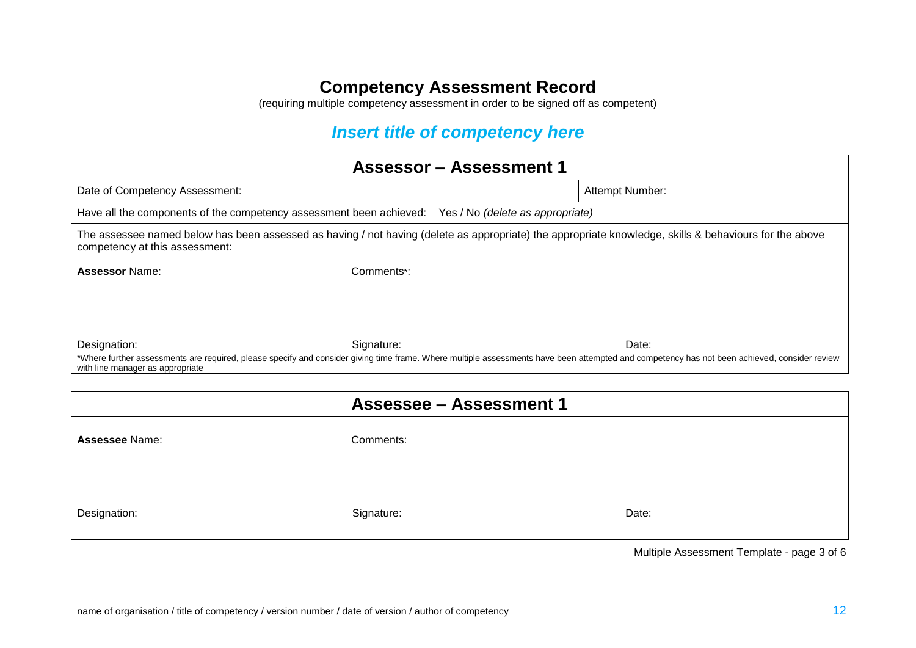# Competency Assessment Record

(requiring multiple competency assessment in order to be signed off as competent)

## *Insert title of competency here*

| Assessor – Assessment 1 | | |
|---|---|---|
| Date of Competency Assessment: | | Attempt Number: |
| Have all the components of the competency assessment been achieved: Yes / No *(delete as appropriate)* | | |
| The assessee named below has been assessed as having / not having (delete as appropriate) the appropriate knowledge, skills & behaviours for the above competency at this assessment: | | |
| **Assessor** Name: | Comments*: | |
| Designation: | Signature: | Date: |
| *Where further assessments are required, please specify and consider giving time frame. Where multiple assessments have been attempted and competency has not been achieved, consider review with line manager as appropriate | | |

| Assessee – Assessment 1 | | |
|---|---|---|
| **Assessee** Name: | Comments: | |
| Designation: | Signature: | Date: |

Multiple Assessment Template - page 3 of 6

name of organisation / title of competency / version number / date of version / author of competency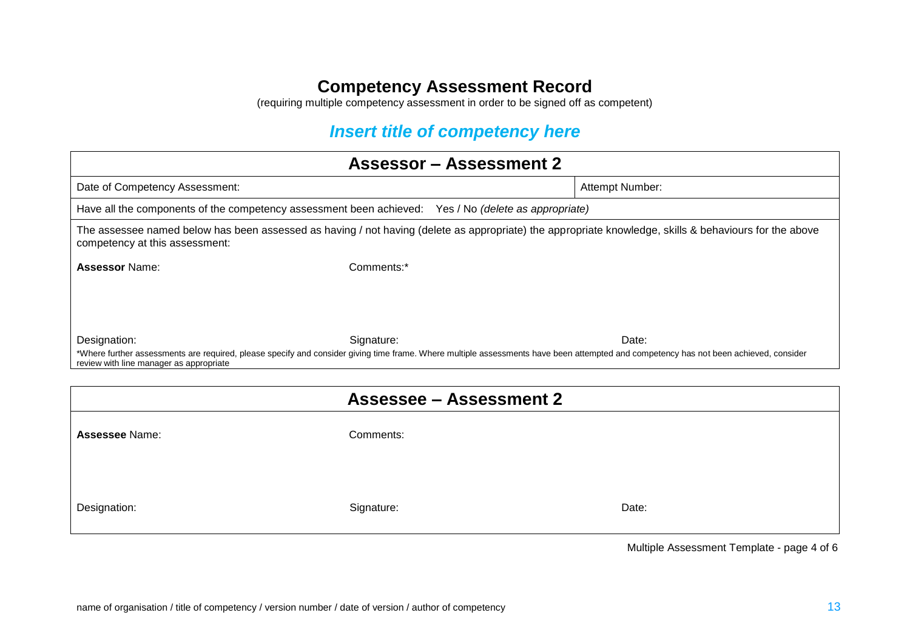# Competency Assessment Record

(requiring multiple competency assessment in order to be signed off as competent)

## *Insert title of competency here*

| **Assessor – Assessment 2** | | |
|---|---|---|
| Date of Competency Assessment: | | Attempt Number: |
| Have all the components of the competency assessment been achieved: Yes / No *(delete as appropriate)* | | |
| The assessee named below has been assessed as having / not having (delete as appropriate) the appropriate knowledge, skills & behaviours for the above competency at this assessment: | | |
| **Assessor** Name: | Comments:* | |
| Designation: | Signature: | Date: |
| *Where further assessments are required, please specify and consider giving time frame. Where multiple assessments have been attempted and competency has not been achieved, consider review with line manager as appropriate | | |

| **Assessee – Assessment 2** | | |
|---|---|---|
| **Assessee** Name: | Comments: | |
| Designation: | Signature: | Date: |

Multiple Assessment Template - page 4 of 6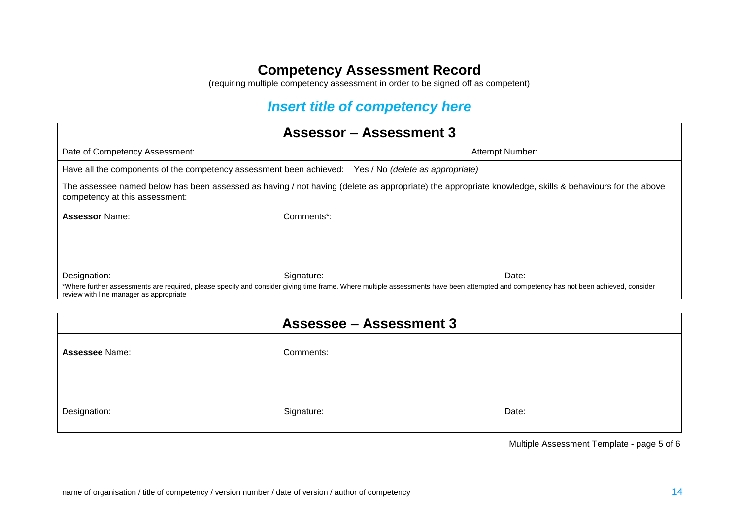# Competency Assessment Record

(requiring multiple competency assessment in order to be signed off as competent)

## *Insert title of competency here*

| Assessor – Assessment 3 | |
|---|---|
| Date of Competency Assessment: | Attempt Number: |
| Have all the components of the competency assessment been achieved: Yes / No *(delete as appropriate)* | |
| The assessee named below has been assessed as having / not having (delete as appropriate) the appropriate knowledge, skills & behaviours for the above competency at this assessment: | |

**Assessor** Name:

Comments*:

Designation: Signature: Date:

*Where further assessments are required, please specify and consider giving time frame. Where multiple assessments have been attempted and competency has not been achieved, consider review with line manager as appropriate

| Assessee – Assessment 3 |
|---|

**Assessee** Name:

Comments:

Designation: Signature: Date:

Multiple Assessment Template - page 5 of 6

name of organisation / title of competency / version number / date of version / author of competency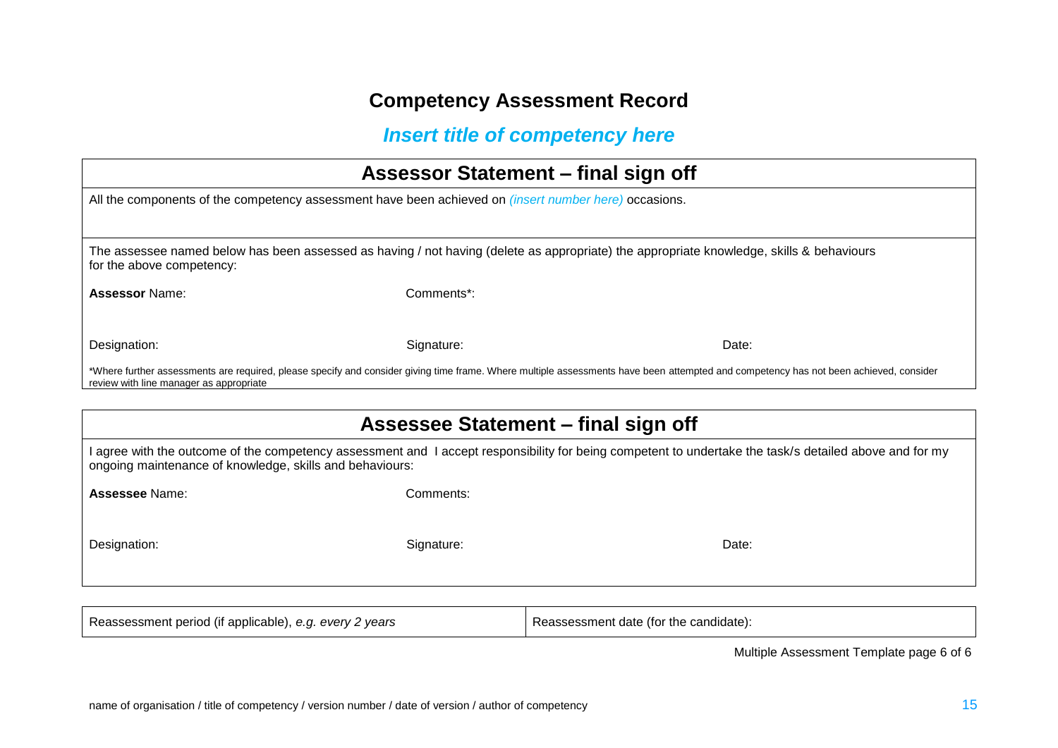## Competency Assessment Record

### *Insert title of competency here*

| Assessor Statement – final sign off | | |
|---|---|---|
| All the components of the competency assessment have been achieved on *(insert number here)* occasions. | | |
| The assessee named below has been assessed as having / not having (delete as appropriate) the appropriate knowledge, skills & behaviours for the above competency: | | |
| **Assessor** Name: | Comments*: | |
| Designation: | Signature: | Date: |
| *Where further assessments are required, please specify and consider giving time frame. Where multiple assessments have been attempted and competency has not been achieved, consider review with line manager as appropriate | | |

| Assessee Statement – final sign off | | |
|---|---|---|
| I agree with the outcome of the competency assessment and I accept responsibility for being competent to undertake the task/s detailed above and for my ongoing maintenance of knowledge, skills and behaviours: | | |
| **Assessee** Name: | Comments: | |
| Designation: | Signature: | Date: |

| Reassessment period (if applicable), *e.g. every 2 years* | Reassessment date (for the candidate): |
|---|---|

Multiple Assessment Template page 6 of 6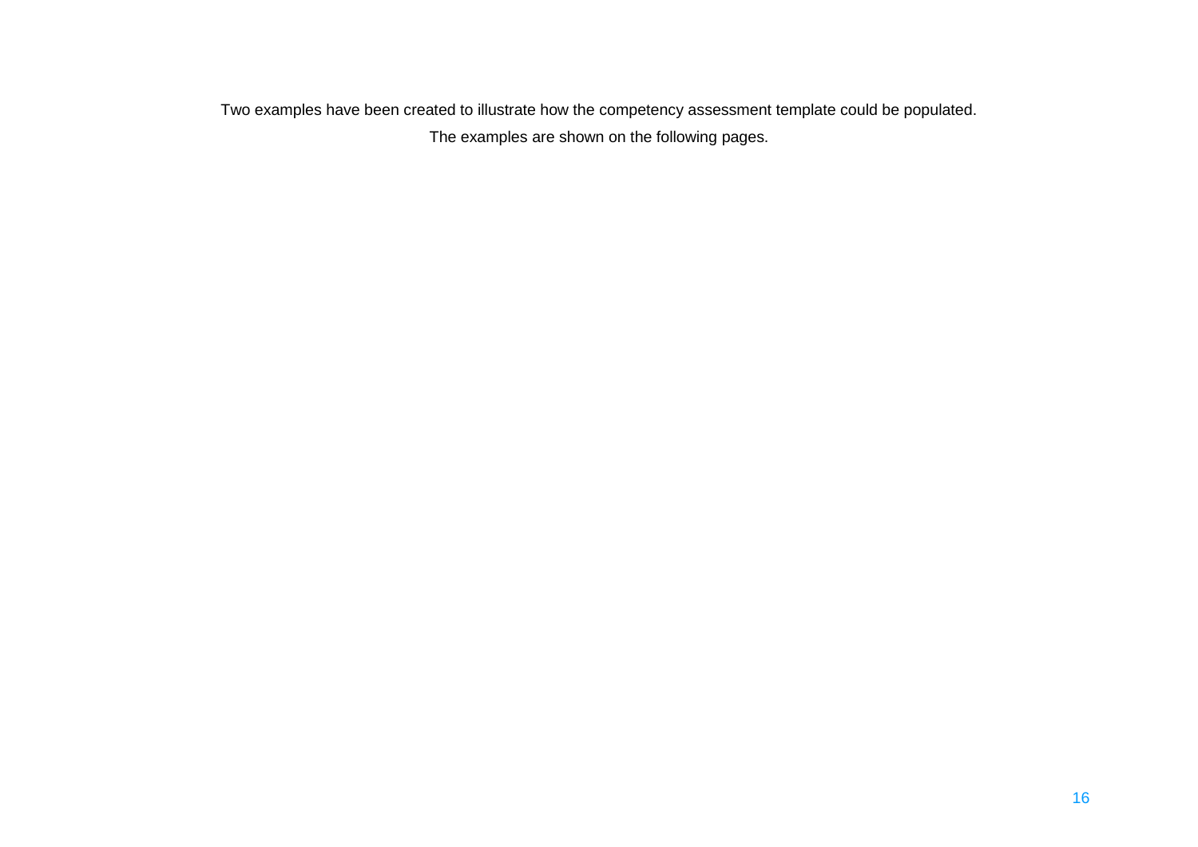Two examples have been created to illustrate how the competency assessment template could be populated.

The examples are shown on the following pages.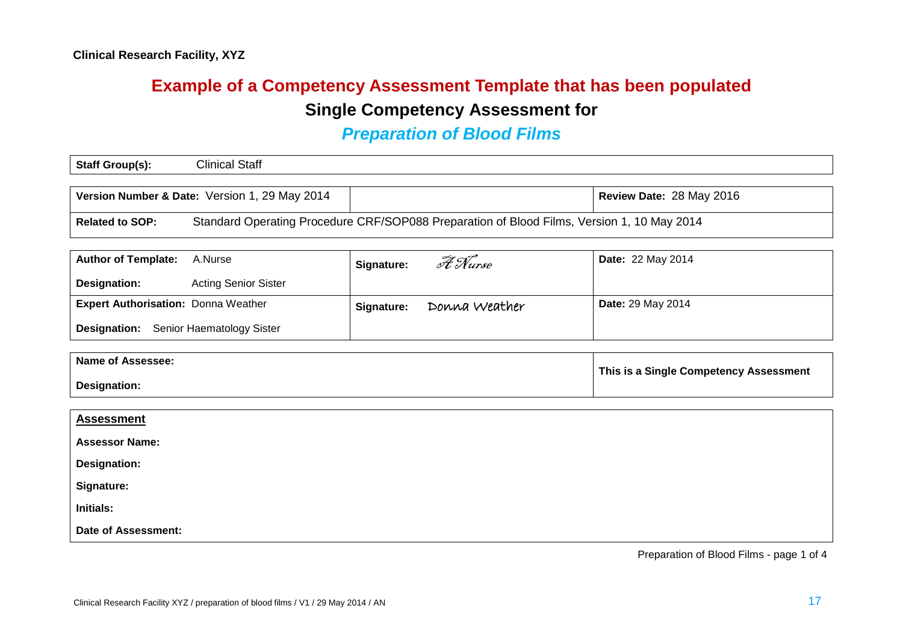**Clinical Research Facility, XYZ**

# Example of a Competency Assessment Template that has been populated

## Single Competency Assessment for

## *Preparation of Blood Films*

| **Staff Group(s):** Clinical Staff |
|---|

| **Version Number & Date:** Version 1, 29 May 2014 | | **Review Date:** 28 May 2016 |
|---|---|---|
| **Related to SOP:** Standard Operating Procedure CRF/SOP088 Preparation of Blood Films, Version 1, 10 May 2014 | | |

| **Author of Template:** A.Nurse<br>**Designation:** Acting Senior Sister | **Signature:** A Nurse | **Date:** 22 May 2014 |
|---|---|---|
| **Expert Authorisation:** Donna Weather<br>**Designation:** Senior Haematology Sister | **Signature:** Donna Weather | **Date:** 29 May 2014 |

| **Name of Assessee:**<br>**Designation:** | **This is a Single Competency Assessment** |
|---|---|

| **Assessment** |
|---|
| **Assessor Name:** |
| **Designation:** |
| **Signature:** |
| **Initials:** |
| **Date of Assessment:** |

Preparation of Blood Films - page 1 of 4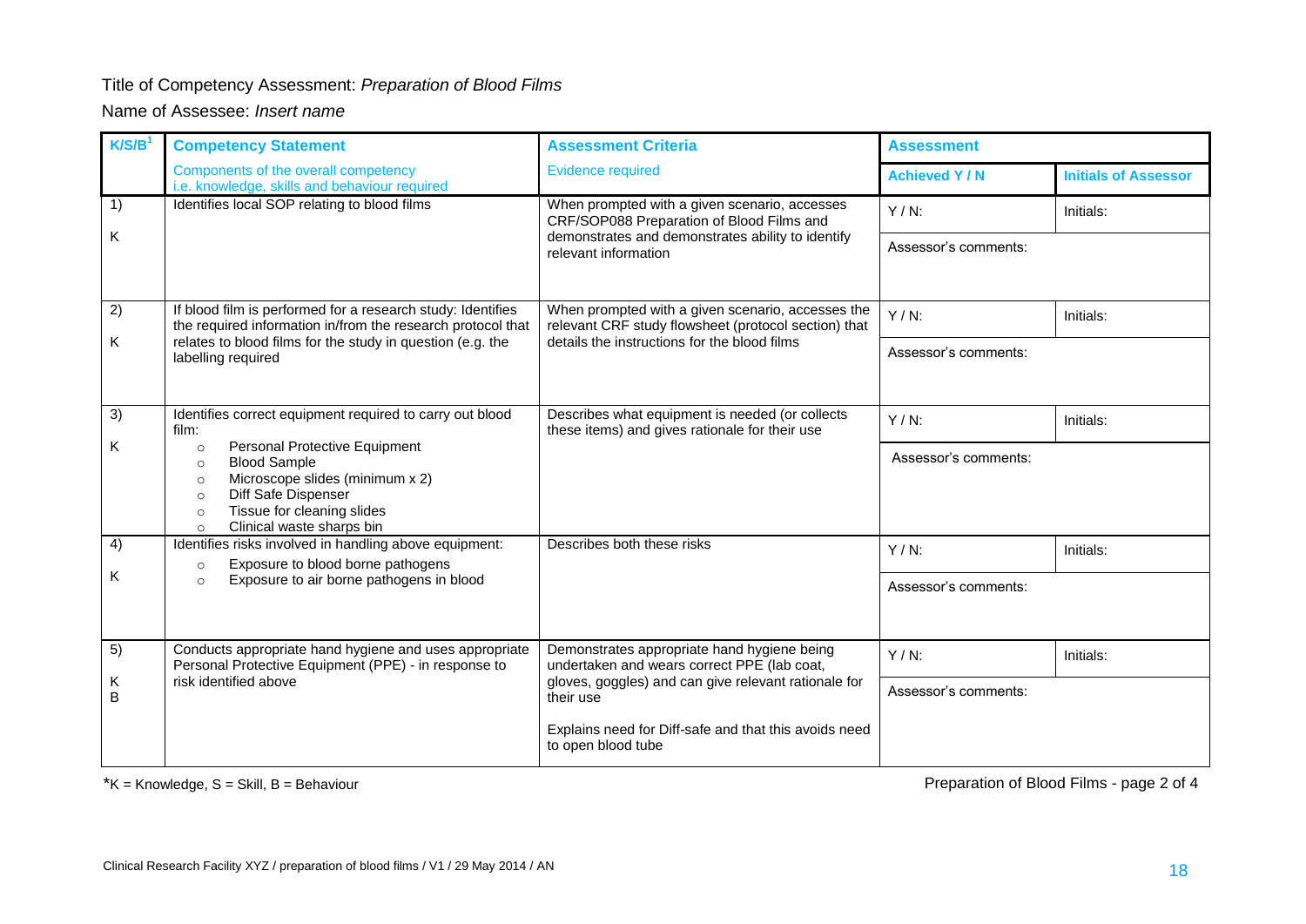Title of Competency Assessment: *Preparation of Blood Films*

Name of Assessee: *Insert name*

| K/S/B[1] | Competency Statement | Assessment Criteria | Assessment | |
|---|---|---|---|---|
| | Components of the overall competency i.e. knowledge, skills and behaviour required | Evidence required | Achieved Y / N | Initials of Assessor |
| 1) K | Identifies local SOP relating to blood films | When prompted with a given scenario, accesses CRF/SOP088 Preparation of Blood Films and demonstrates and demonstrates ability to identify relevant information | Y / N:<br>Assessor's comments: | Initials: |
| 2) K | If blood film is performed for a research study: Identifies the required information in/from the research protocol that relates to blood films for the study in question (e.g. the labelling required | When prompted with a given scenario, accesses the relevant CRF study flowsheet (protocol section) that details the instructions for the blood films | Y / N:<br>Assessor's comments: | Initials: |
| 3) K | Identifies correct equipment required to carry out blood film:<br>○ Personal Protective Equipment<br>○ Blood Sample<br>○ Microscope slides (minimum x 2)<br>○ Diff Safe Dispenser<br>○ Tissue for cleaning slides<br>○ Clinical waste sharps bin | Describes what equipment is needed (or collects these items) and gives rationale for their use | Y / N:<br>Assessor's comments: | Initials: |
| 4) K | Identifies risks involved in handling above equipment:<br>○ Exposure to blood borne pathogens<br>○ Exposure to air borne pathogens in blood | Describes both these risks | Y / N:<br>Assessor's comments: | Initials: |
| 5) K B | Conducts appropriate hand hygiene and uses appropriate Personal Protective Equipment (PPE) - in response to risk identified above | Demonstrates appropriate hand hygiene being undertaken and wears correct PPE (lab coat, gloves, goggles) and can give relevant rationale for their use<br><br>Explains need for Diff-safe and that this avoids need to open blood tube | Y / N:<br>Assessor's comments: | Initials: |

*K = Knowledge, S = Skill, B = Behaviour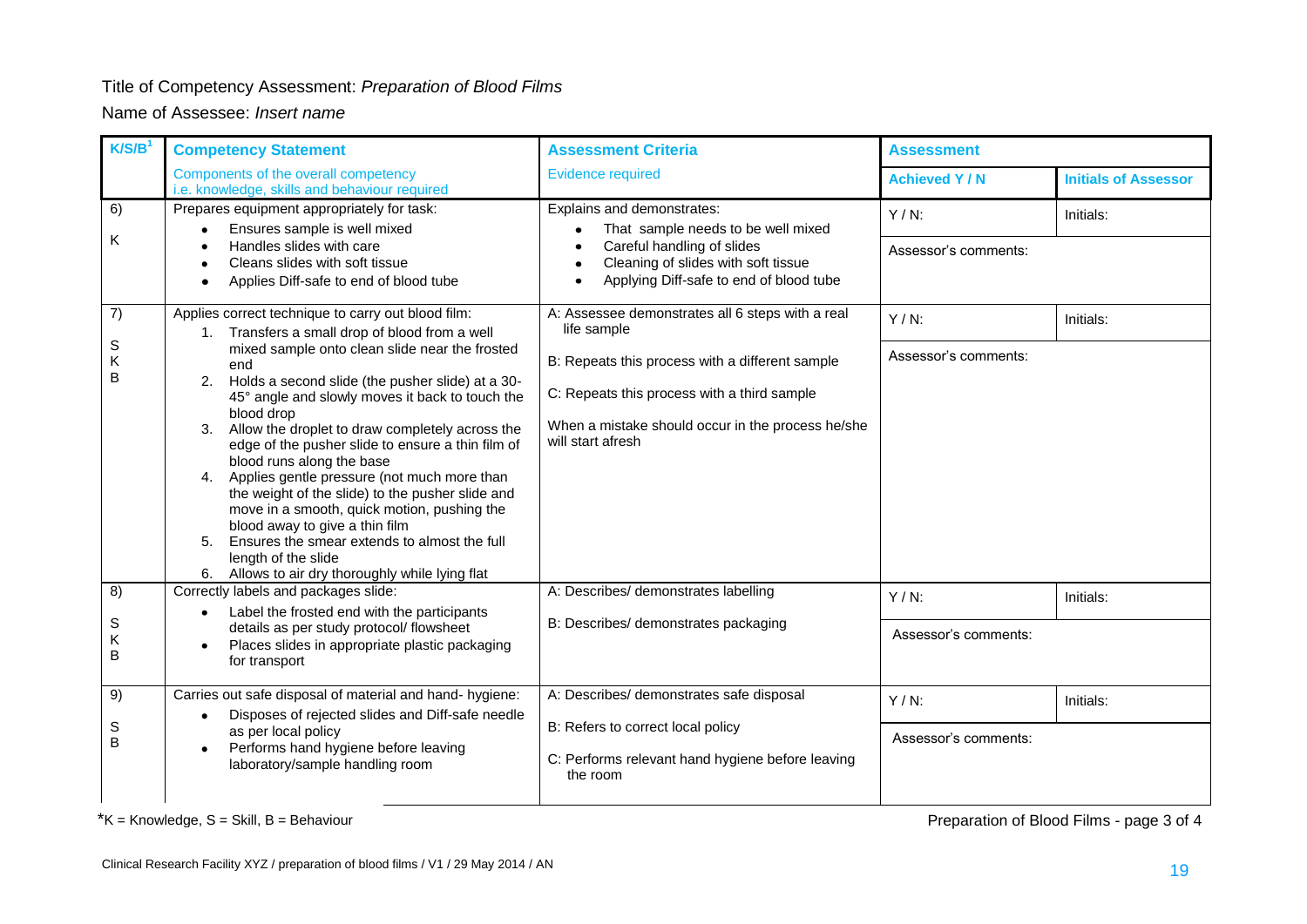Title of Competency Assessment: *Preparation of Blood Films*

Name of Assessee: *Insert name*

| K/S/B[1] | Competency Statement | Assessment Criteria | Assessment | |
|---|---|---|---|---|
| | Components of the overall competency i.e. knowledge, skills and behaviour required | Evidence required | Achieved Y / N | Initials of Assessor |
| 6) K | Prepares equipment appropriately for task: <br>• Ensures sample is well mixed <br>• Handles slides with care <br>• Cleans slides with soft tissue <br>• Applies Diff-safe to end of blood tube | Explains and demonstrates: <br>• That sample needs to be well mixed <br>• Careful handling of slides <br>• Cleaning of slides with soft tissue <br>• Applying Diff-safe to end of blood tube | Y / N: <br><br>Assessor's comments: | Initials: |
| 7) S K B | Applies correct technique to carry out blood film: <br>1. Transfers a small drop of blood from a well mixed sample onto clean slide near the frosted end <br>2. Holds a second slide (the pusher slide) at a 30-45° angle and slowly moves it back to touch the blood drop <br>3. Allow the droplet to draw completely across the edge of the pusher slide to ensure a thin film of blood runs along the base <br>4. Applies gentle pressure (not much more than the weight of the slide) to the pusher slide and move in a smooth, quick motion, pushing the blood away to give a thin film <br>5. Ensures the smear extends to almost the full length of the slide <br>6. Allows to air dry thoroughly while lying flat | A: Assessee demonstrates all 6 steps with a real life sample <br><br>B: Repeats this process with a different sample <br><br>C: Repeats this process with a third sample <br><br>When a mistake should occur in the process he/she will start afresh | Y / N: <br><br>Assessor's comments: | Initials: |
| 8) S K B | Correctly labels and packages slide: <br>• Label the frosted end with the participants details as per study protocol/ flowsheet <br>• Places slides in appropriate plastic packaging for transport | A: Describes/ demonstrates labelling <br><br>B: Describes/ demonstrates packaging | Y / N: <br><br>Assessor's comments: | Initials: |
| 9) S B | Carries out safe disposal of material and hand- hygiene: <br>• Disposes of rejected slides and Diff-safe needle as per local policy <br>• Performs hand hygiene before leaving laboratory/sample handling room | A: Describes/ demonstrates safe disposal <br><br>B: Refers to correct local policy <br><br>C: Performs relevant hand hygiene before leaving the room | Y / N: <br><br>Assessor's comments: | Initials: |

*K = Knowledge, S = Skill, B = Behaviour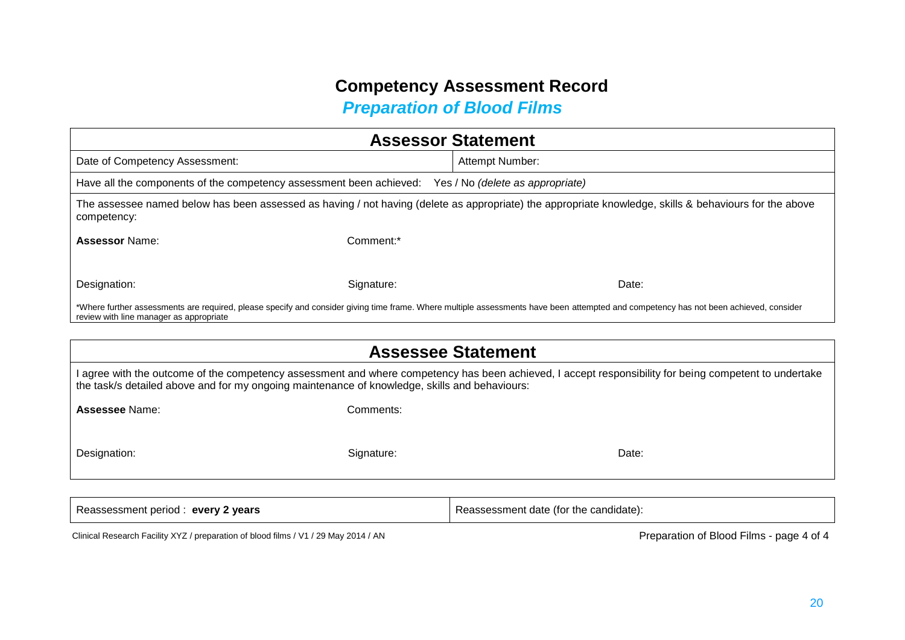# Competency Assessment Record

## *Preparation of Blood Films*

| **Assessor Statement** | |
|---|---|
| Date of Competency Assessment: | Attempt Number: |
| Have all the components of the competency assessment been achieved: Yes / No *(delete as appropriate)* | |
| The assessee named below has been assessed as having / not having (delete as appropriate) the appropriate knowledge, skills & behaviours for the above competency: | |
| **Assessor** Name: Comment:* | |
| Designation: Signature: Date: | |
| *Where further assessments are required, please specify and consider giving time frame. Where multiple assessments have been attempted and competency has not been achieved, consider review with line manager as appropriate | |

| **Assessee Statement** |
|---|
| I agree with the outcome of the competency assessment and where competency has been achieved, I accept responsibility for being competent to undertake the task/s detailed above and for my ongoing maintenance of knowledge, skills and behaviours: |
| **Assessee** Name: Comments: |
| Designation: Signature: Date: |

| Reassessment period : **every 2 years** | Reassessment date (for the candidate): |
|---|---|

Clinical Research Facility XYZ / preparation of blood films / V1 / 29 May 2014 / AN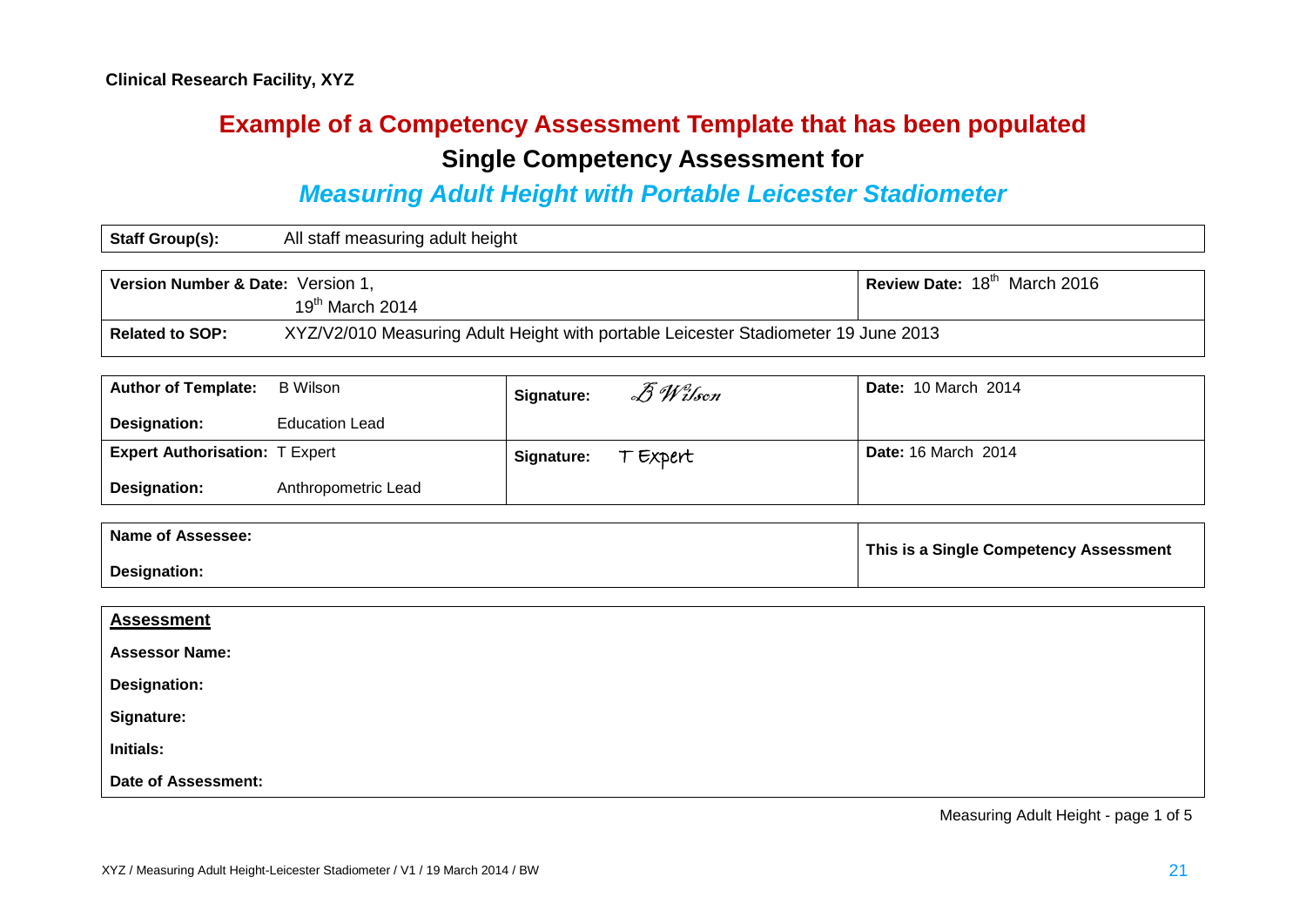**Clinical Research Facility, XYZ**

# Example of a Competency Assessment Template that has been populated

## Single Competency Assessment for

## *Measuring Adult Height with Portable Leicester Stadiometer*

| **Staff Group(s):** | All staff measuring adult height |
|---|---|

| **Version Number & Date:** Version 1, 19th March 2014 | **Review Date:** 18th March 2016 |
|---|---|
| **Related to SOP:** XYZ/V2/010 Measuring Adult Height with portable Leicester Stadiometer 19 June 2013 | |

| | | | |
|---|---|---|---|
| **Author of Template:** | B Wilson | **Signature:** B Wilson | **Date:** 10 March 2014 |
| **Designation:** | Education Lead | | |
| **Expert Authorisation:** | T Expert | **Signature:** T Expert | **Date:** 16 March 2014 |
| **Designation:** | Anthropometric Lead | | |

| **Name of Assessee:** <br> **Designation:** | **This is a Single Competency Assessment** |
|---|---|

**Assessment**

**Assessor Name:**

**Designation:**

**Signature:**

**Initials:**

**Date of Assessment:**

Measuring Adult Height - page 1 of 5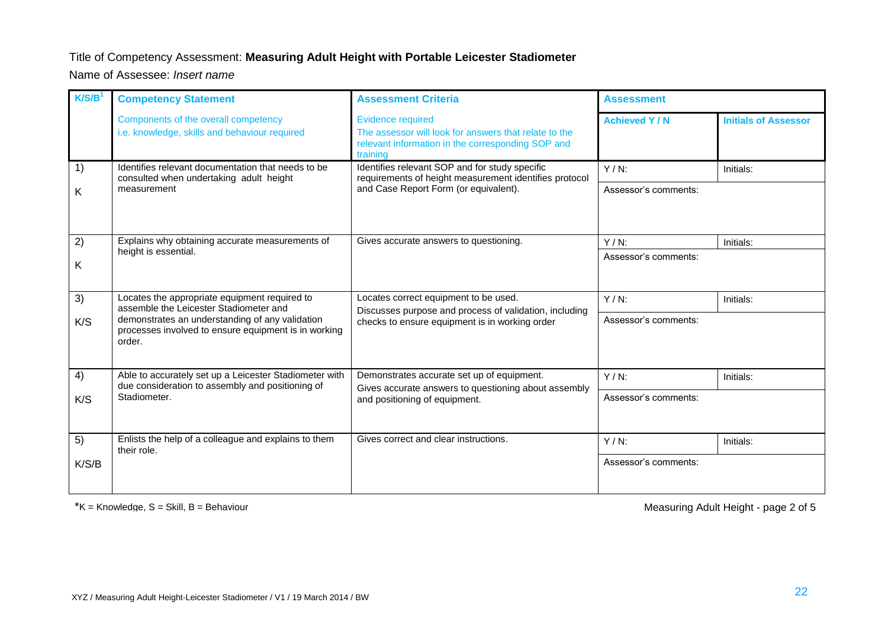Title of Competency Assessment: **Measuring Adult Height with Portable Leicester Stadiometer**

Name of Assessee: *Insert name*

| K/S/B[1] | Competency Statement | Assessment Criteria | Assessment | |
|---|---|---|---|---|
| | Components of the overall competency i.e. knowledge, skills and behaviour required | Evidence required The assessor will look for answers that relate to the relevant information in the corresponding SOP and training | Achieved Y / N | Initials of Assessor |
| 1) K | Identifies relevant documentation that needs to be consulted when undertaking adult height measurement | Identifies relevant SOP and for study specific requirements of height measurement identifies protocol and Case Report Form (or equivalent). | Y / N: | Initials: |
| | | | Assessor's comments: | |
| 2) K | Explains why obtaining accurate measurements of height is essential. | Gives accurate answers to questioning. | Y / N: | Initials: |
| | | | Assessor's comments: | |
| 3) K/S | Locates the appropriate equipment required to assemble the Leicester Stadiometer and demonstrates an understanding of any validation processes involved to ensure equipment is in working order. | Locates correct equipment to be used. Discusses purpose and process of validation, including checks to ensure equipment is in working order | Y / N: | Initials: |
| | | | Assessor's comments: | |
| 4) K/S | Able to accurately set up a Leicester Stadiometer with due consideration to assembly and positioning of Stadiometer. | Demonstrates accurate set up of equipment. Gives accurate answers to questioning about assembly and positioning of equipment. | Y / N: | Initials: |
| | | | Assessor's comments: | |
| 5) K/S/B | Enlists the help of a colleague and explains to them their role. | Gives correct and clear instructions. | Y / N: | Initials: |
| | | | Assessor's comments: | |

*K = Knowledge, S = Skill, B = Behaviour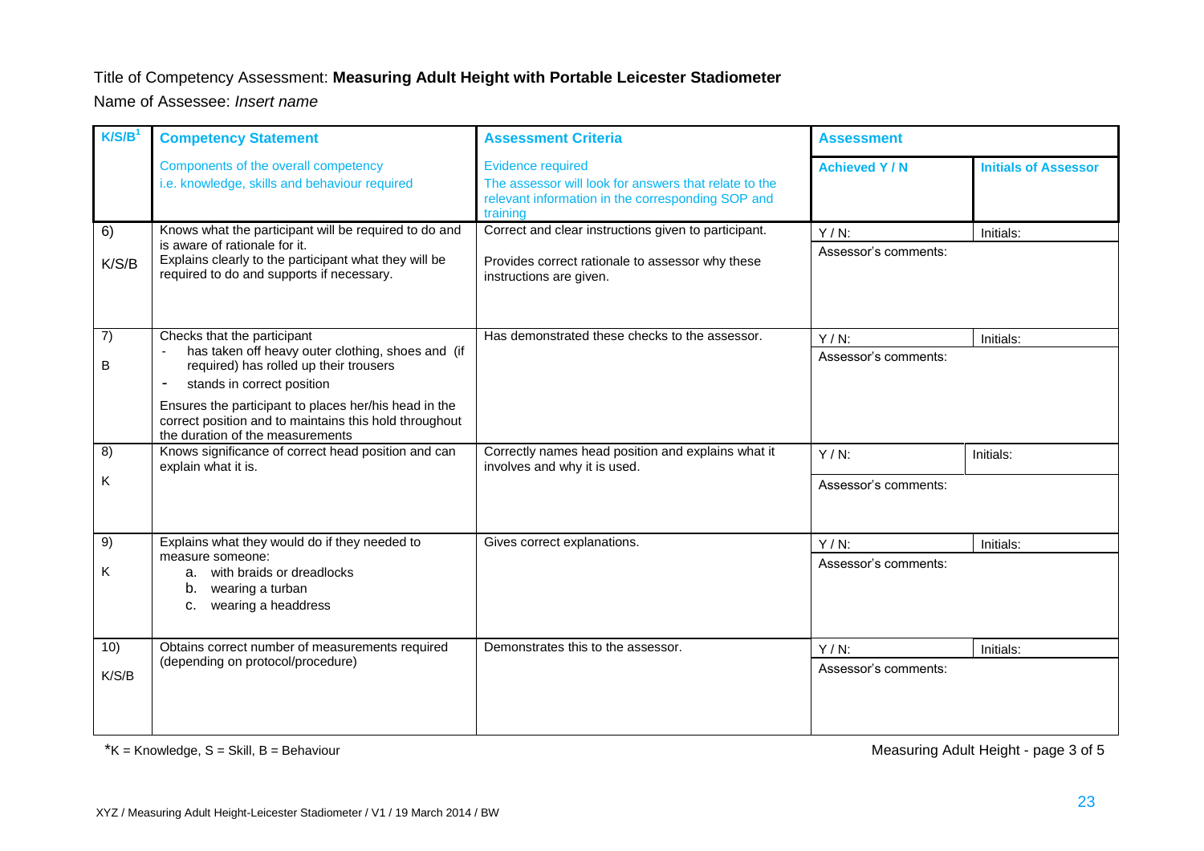Title of Competency Assessment: **Measuring Adult Height with Portable Leicester Stadiometer**

Name of Assessee: *Insert name*

| K/S/B[1] | Competency Statement | Assessment Criteria | Assessment | |
|---|---|---|---|---|
| | Components of the overall competency i.e. knowledge, skills and behaviour required | Evidence required The assessor will look for answers that relate to the relevant information in the corresponding SOP and training | **Achieved Y / N** | **Initials of Assessor** |
| 6) K/S/B | Knows what the participant will be required to do and is aware of rationale for it. Explains clearly to the participant what they will be required to do and supports if necessary. | Correct and clear instructions given to participant. Provides correct rationale to assessor why these instructions are given. | Y / N: Assessor's comments: | Initials: |
| 7) B | Checks that the participant<br>- has taken off heavy outer clothing, shoes and (if required) has rolled up their trousers<br>- stands in correct position<br>Ensures the participant to places her/his head in the correct position and to maintains this hold throughout the duration of the measurements | Has demonstrated these checks to the assessor. | Y / N: Assessor's comments: | Initials: |
| 8) K | Knows significance of correct head position and can explain what it is. | Correctly names head position and explains what it involves and why it is used. | Y / N: Assessor's comments: | Initials: |
| 9) K | Explains what they would do if they needed to measure someone:<br>a. with braids or dreadlocks<br>b. wearing a turban<br>c. wearing a headdress | Gives correct explanations. | Y / N: Assessor's comments: | Initials: |
| 10) K/S/B | Obtains correct number of measurements required (depending on protocol/procedure) | Demonstrates this to the assessor. | Y / N: Assessor's comments: | Initials: |

*K = Knowledge, S = Skill, B = Behaviour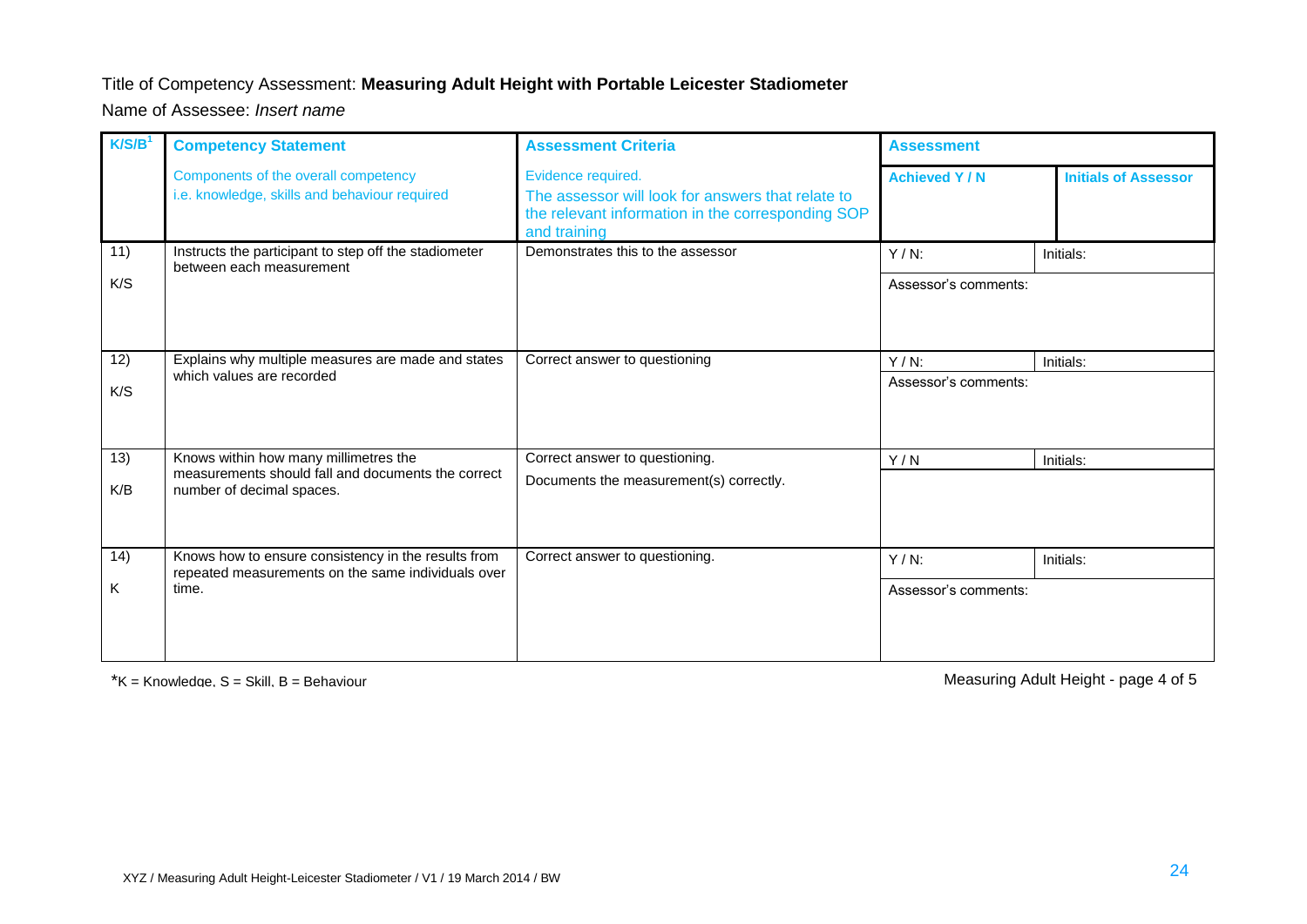Title of Competency Assessment: **Measuring Adult Height with Portable Leicester Stadiometer**

Name of Assessee: *Insert name*

| K/S/B[1] | Competency Statement | Assessment Criteria | Assessment | |
|---|---|---|---|---|
| | Components of the overall competency i.e. knowledge, skills and behaviour required | Evidence required. The assessor will look for answers that relate to the relevant information in the corresponding SOP and training | Achieved Y / N | Initials of Assessor |
| 11) K/S | Instructs the participant to step off the stadiometer between each measurement | Demonstrates this to the assessor | Y / N: | Initials: |
| | | | Assessor's comments: | |
| 12) K/S | Explains why multiple measures are made and states which values are recorded | Correct answer to questioning | Y / N: | Initials: |
| | | | Assessor's comments: | |
| 13) K/B | Knows within how many millimetres the measurements should fall and documents the correct number of decimal spaces. | Correct answer to questioning. Documents the measurement(s) correctly. | Y / N | Initials: |
| 14) K | Knows how to ensure consistency in the results from repeated measurements on the same individuals over time. | Correct answer to questioning. | Y / N: | Initials: |
| | | | Assessor's comments: | |

*K = Knowledge, S = Skill, B = Behaviour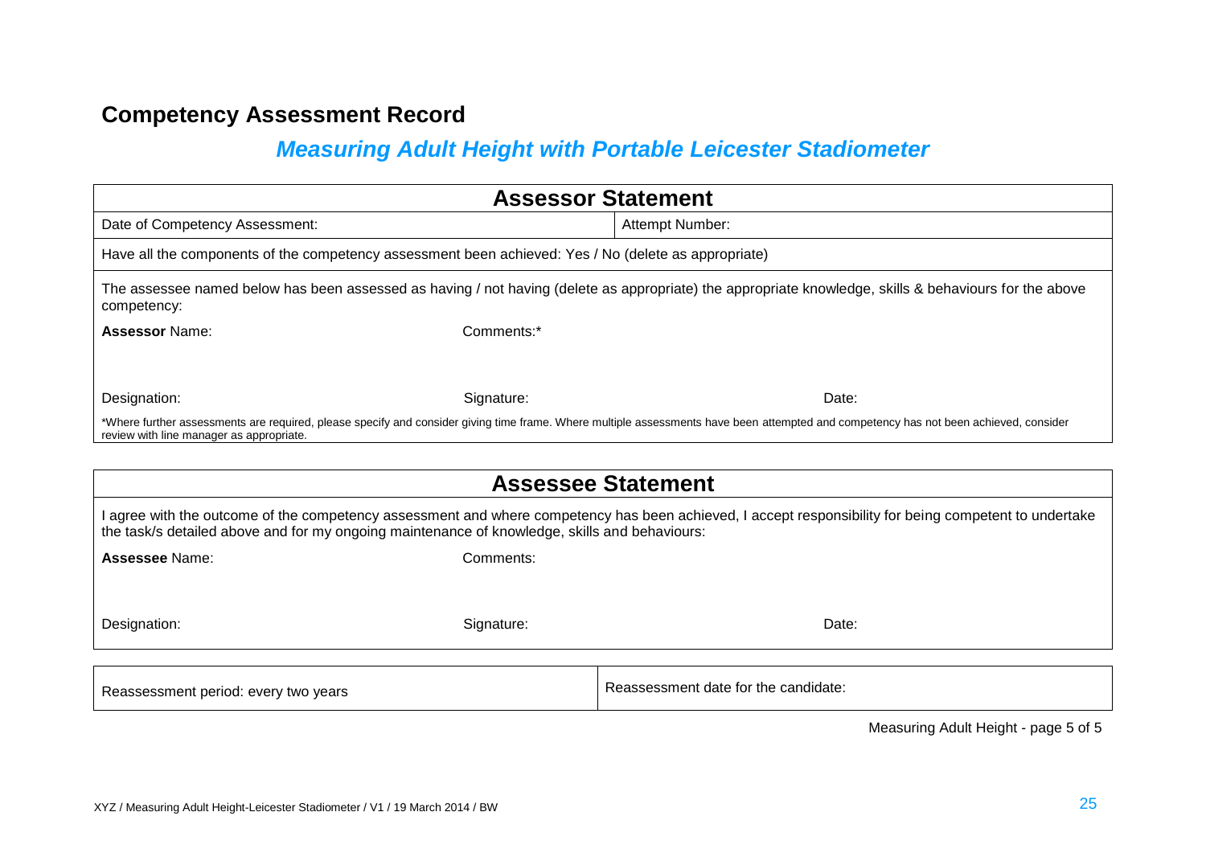## Competency Assessment Record

### *Measuring Adult Height with Portable Leicester Stadiometer*

| Assessor Statement | | |
|---|---|---|
| Date of Competency Assessment: | Attempt Number: | |
| Have all the components of the competency assessment been achieved: Yes / No (delete as appropriate) | | |
| The assessee named below has been assessed as having / not having (delete as appropriate) the appropriate knowledge, skills & behaviours for the above competency: | | |
| **Assessor** Name: | Comments:* | |
| Designation: | Signature: | Date: |
| *Where further assessments are required, please specify and consider giving time frame. Where multiple assessments have been attempted and competency has not been achieved, consider review with line manager as appropriate. | | |

| Assessee Statement | | |
|---|---|---|
| I agree with the outcome of the competency assessment and where competency has been achieved, I accept responsibility for being competent to undertake the task/s detailed above and for my ongoing maintenance of knowledge, skills and behaviours: | | |
| **Assessee** Name: | Comments: | |
| Designation: | Signature: | Date: |

| Reassessment period: every two years | Reassessment date for the candidate: |
|---|---|

Measuring Adult Height - page 5 of 5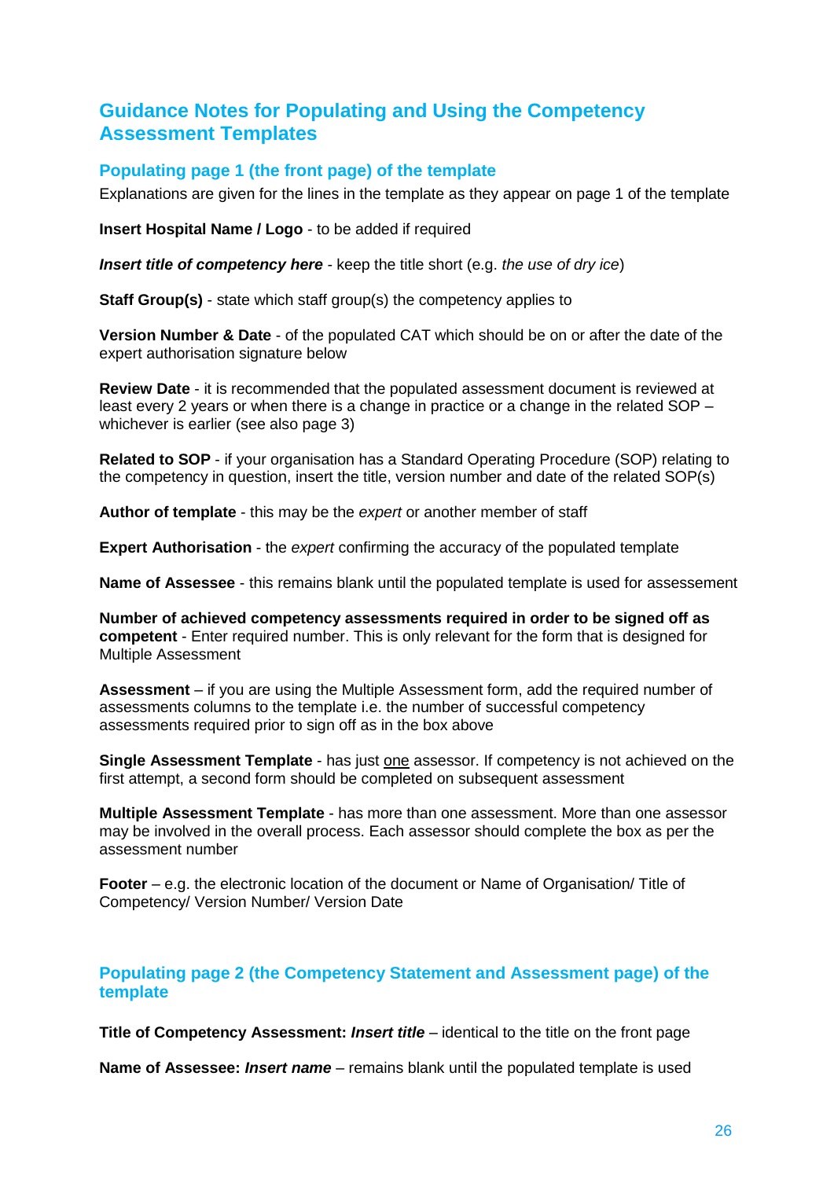## Guidance Notes for Populating and Using the Competency Assessment Templates

### Populating page 1 (the front page) of the template

Explanations are given for the lines in the template as they appear on page 1 of the template

**Insert Hospital Name / Logo** - to be added if required

***Insert title of competency here*** - keep the title short (e.g. *the use of dry ice*)

**Staff Group(s)** - state which staff group(s) the competency applies to

**Version Number & Date** - of the populated CAT which should be on or after the date of the expert authorisation signature below

**Review Date** - it is recommended that the populated assessment document is reviewed at least every 2 years or when there is a change in practice or a change in the related SOP – whichever is earlier (see also page 3)

**Related to SOP** - if your organisation has a Standard Operating Procedure (SOP) relating to the competency in question, insert the title, version number and date of the related SOP(s)

**Author of template** - this may be the *expert* or another member of staff

**Expert Authorisation** - the *expert* confirming the accuracy of the populated template

**Name of Assessee** - this remains blank until the populated template is used for assessement

**Number of achieved competency assessments required in order to be signed off as competent** - Enter required number. This is only relevant for the form that is designed for Multiple Assessment

**Assessment** – if you are using the Multiple Assessment form, add the required number of assessments columns to the template i.e. the number of successful competency assessments required prior to sign off as in the box above

**Single Assessment Template** - has just <u>one</u> assessor. If competency is not achieved on the first attempt, a second form should be completed on subsequent assessment

**Multiple Assessment Template** - has more than one assessment. More than one assessor may be involved in the overall process. Each assessor should complete the box as per the assessment number

**Footer** – e.g. the electronic location of the document or Name of Organisation/ Title of Competency/ Version Number/ Version Date

### Populating page 2 (the Competency Statement and Assessment page) of the template

**Title of Competency Assessment: *Insert title*** – identical to the title on the front page

**Name of Assessee: *Insert name*** – remains blank until the populated template is used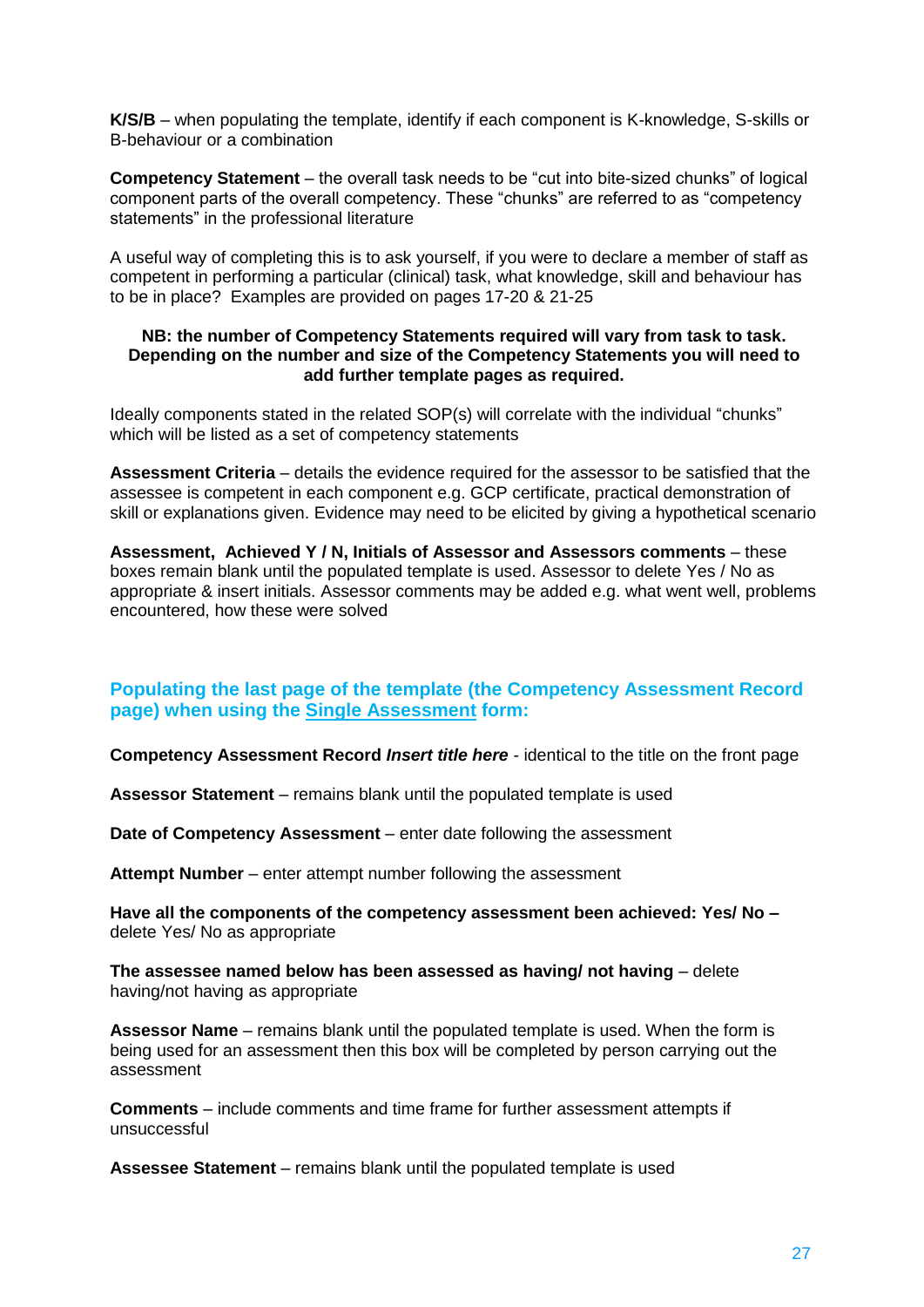**K/S/B** – when populating the template, identify if each component is K-knowledge, S-skills or B-behaviour or a combination

**Competency Statement** – the overall task needs to be "cut into bite-sized chunks" of logical component parts of the overall competency. These "chunks" are referred to as "competency statements" in the professional literature

A useful way of completing this is to ask yourself, if you were to declare a member of staff as competent in performing a particular (clinical) task, what knowledge, skill and behaviour has to be in place? Examples are provided on pages 17-20 & 21-25

**NB: the number of Competency Statements required will vary from task to task. Depending on the number and size of the Competency Statements you will need to add further template pages as required.**

Ideally components stated in the related SOP(s) will correlate with the individual "chunks" which will be listed as a set of competency statements

**Assessment Criteria** – details the evidence required for the assessor to be satisfied that the assessee is competent in each component e.g. GCP certificate, practical demonstration of skill or explanations given. Evidence may need to be elicited by giving a hypothetical scenario

**Assessment, Achieved Y / N, Initials of Assessor and Assessors comments** – these boxes remain blank until the populated template is used. Assessor to delete Yes / No as appropriate & insert initials. Assessor comments may be added e.g. what went well, problems encountered, how these were solved

## Populating the last page of the template (the Competency Assessment Record page) when using the Single Assessment form:

**Competency Assessment Record *Insert title here*** - identical to the title on the front page

**Assessor Statement** – remains blank until the populated template is used

**Date of Competency Assessment** – enter date following the assessment

**Attempt Number** – enter attempt number following the assessment

**Have all the components of the competency assessment been achieved: Yes/ No –** delete Yes/ No as appropriate

**The assessee named below has been assessed as having/ not having** – delete having/not having as appropriate

**Assessor Name** – remains blank until the populated template is used. When the form is being used for an assessment then this box will be completed by person carrying out the assessment

**Comments** – include comments and time frame for further assessment attempts if unsuccessful

**Assessee Statement** – remains blank until the populated template is used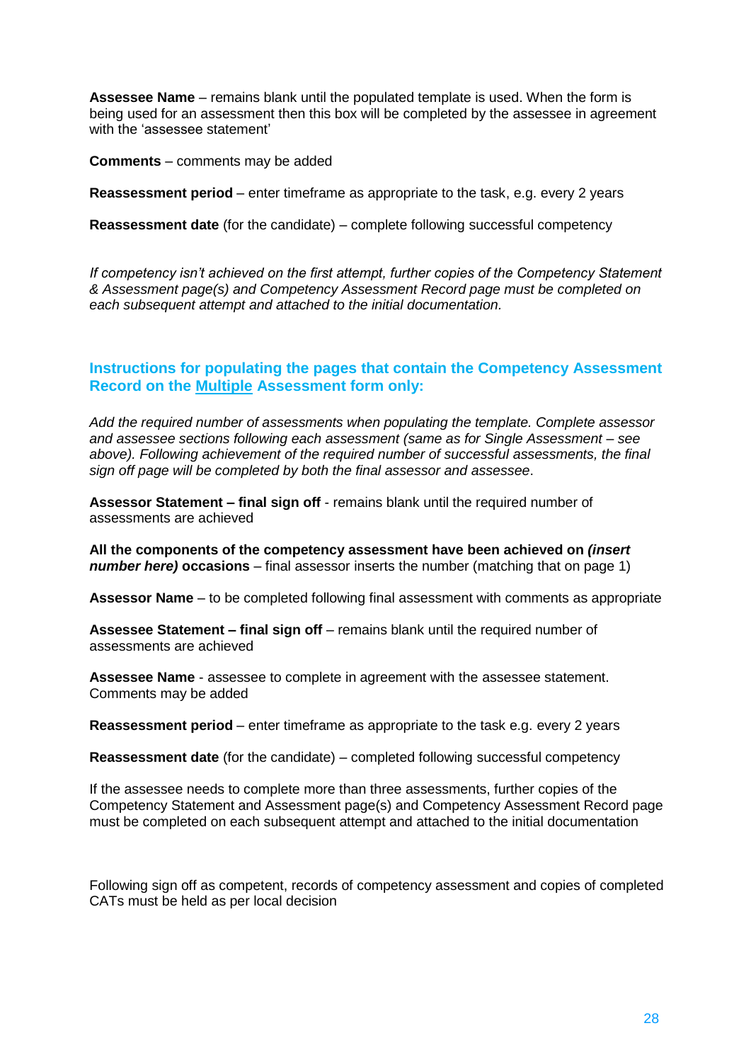**Assessee Name** – remains blank until the populated template is used. When the form is being used for an assessment then this box will be completed by the assessee in agreement with the 'assessee statement'

**Comments** – comments may be added

**Reassessment period** – enter timeframe as appropriate to the task, e.g. every 2 years

**Reassessment date** (for the candidate) – complete following successful competency

*If competency isn't achieved on the first attempt, further copies of the Competency Statement & Assessment page(s) and Competency Assessment Record page must be completed on each subsequent attempt and attached to the initial documentation.*

## Instructions for populating the pages that contain the Competency Assessment Record on the <u>Multiple</u> Assessment form only:

*Add the required number of assessments when populating the template. Complete assessor and assessee sections following each assessment (same as for Single Assessment – see above). Following achievement of the required number of successful assessments, the final sign off page will be completed by both the final assessor and assessee.*

**Assessor Statement – final sign off** - remains blank until the required number of assessments are achieved

**All the components of the competency assessment have been achieved on *(insert number here)* occasions** – final assessor inserts the number (matching that on page 1)

**Assessor Name** – to be completed following final assessment with comments as appropriate

**Assessee Statement – final sign off** – remains blank until the required number of assessments are achieved

**Assessee Name** - assessee to complete in agreement with the assessee statement. Comments may be added

**Reassessment period** – enter timeframe as appropriate to the task e.g. every 2 years

**Reassessment date** (for the candidate) – completed following successful competency

If the assessee needs to complete more than three assessments, further copies of the Competency Statement and Assessment page(s) and Competency Assessment Record page must be completed on each subsequent attempt and attached to the initial documentation

Following sign off as competent, records of competency assessment and copies of completed CATs must be held as per local decision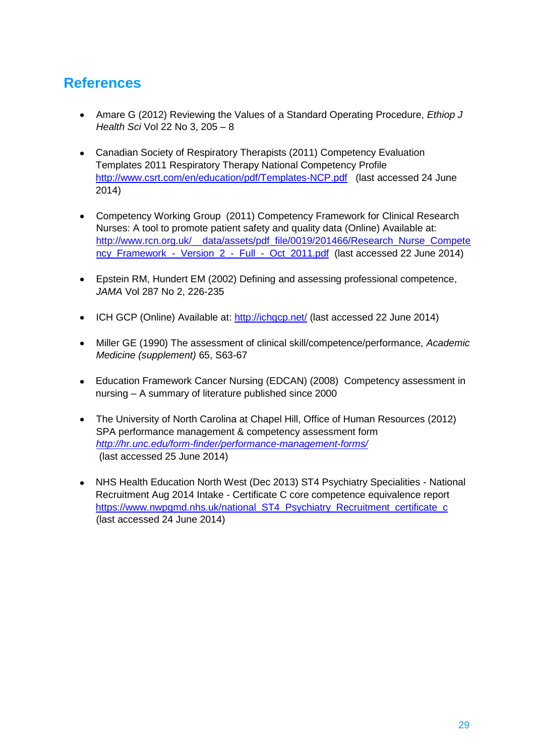## References

- Amare G (2012) Reviewing the Values of a Standard Operating Procedure, *Ethiop J Health Sci* Vol 22 No 3, 205 – 8

- Canadian Society of Respiratory Therapists (2011) Competency Evaluation Templates 2011 Respiratory Therapy National Competency Profile http://www.csrt.com/en/education/pdf/Templates-NCP.pdf (last accessed 24 June 2014)

- Competency Working Group (2011) Competency Framework for Clinical Research Nurses: A tool to promote patient safety and quality data (Online) Available at: http://www.rcn.org.uk/__data/assets/pdf_file/0019/201466/Research_Nurse_Competency_Framework_-_Version_2_-_Full_-_Oct_2011.pdf (last accessed 22 June 2014)

- Epstein RM, Hundert EM (2002) Defining and assessing professional competence, *JAMA* Vol 287 No 2, 226-235

- ICH GCP (Online) Available at: http://ichgcp.net/ (last accessed 22 June 2014)

- Miller GE (1990) The assessment of clinical skill/competence/performance, *Academic Medicine (supplement)* 65, S63-67

- Education Framework Cancer Nursing (EDCAN) (2008) Competency assessment in nursing – A summary of literature published since 2000

- The University of North Carolina at Chapel Hill, Office of Human Resources (2012) SPA performance management & competency assessment form *http://hr.unc.edu/form-finder/performance-management-forms/* (last accessed 25 June 2014)

- NHS Health Education North West (Dec 2013) ST4 Psychiatry Specialities - National Recruitment Aug 2014 Intake - Certificate C core competence equivalence report https://www.nwpgmd.nhs.uk/national_ST4_Psychiatry_Recruitment_certificate_c (last accessed 24 June 2014)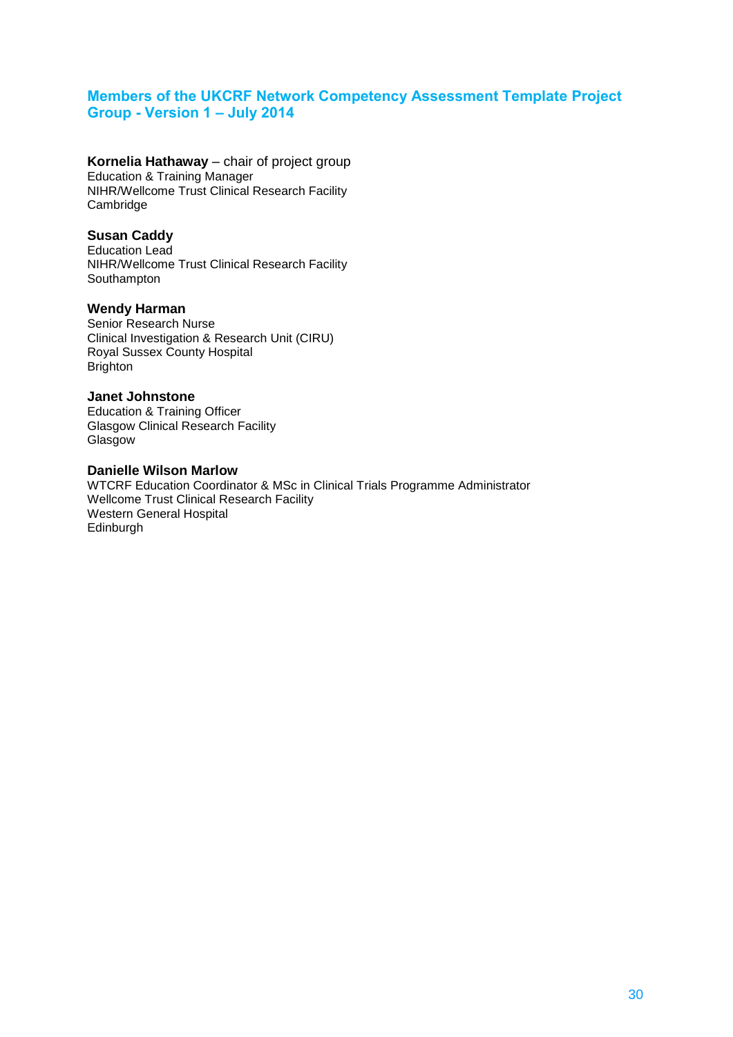## Members of the UKCRF Network Competency Assessment Template Project Group - Version 1 – July 2014

**Kornelia Hathaway** – chair of project group
Education & Training Manager
NIHR/Wellcome Trust Clinical Research Facility
Cambridge

**Susan Caddy**
Education Lead
NIHR/Wellcome Trust Clinical Research Facility
Southampton

**Wendy Harman**
Senior Research Nurse
Clinical Investigation & Research Unit (CIRU)
Royal Sussex County Hospital
Brighton

**Janet Johnstone**
Education & Training Officer
Glasgow Clinical Research Facility
Glasgow

**Danielle Wilson Marlow**
WTCRF Education Coordinator & MSc in Clinical Trials Programme Administrator
Wellcome Trust Clinical Research Facility
Western General Hospital
Edinburgh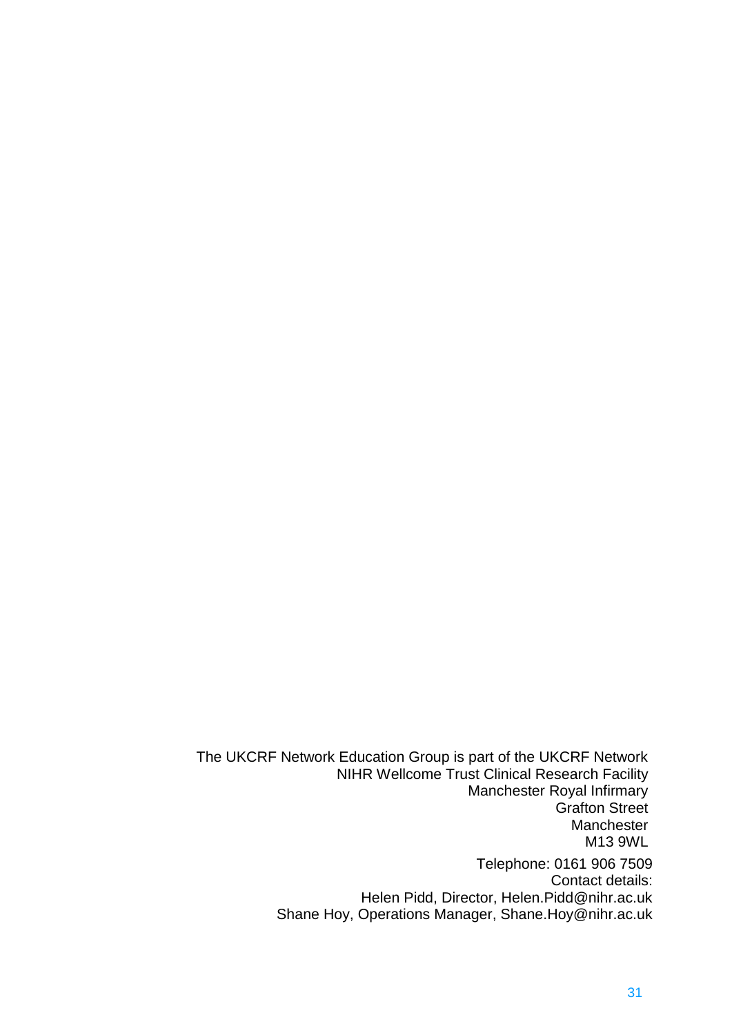The UKCRF Network Education Group is part of the UKCRF Network
NIHR Wellcome Trust Clinical Research Facility
Manchester Royal Infirmary
Grafton Street
Manchester
M13 9WL

Telephone: 0161 906 7509
Contact details:
Helen Pidd, Director, Helen.Pidd@nihr.ac.uk
Shane Hoy, Operations Manager, Shane.Hoy@nihr.ac.uk